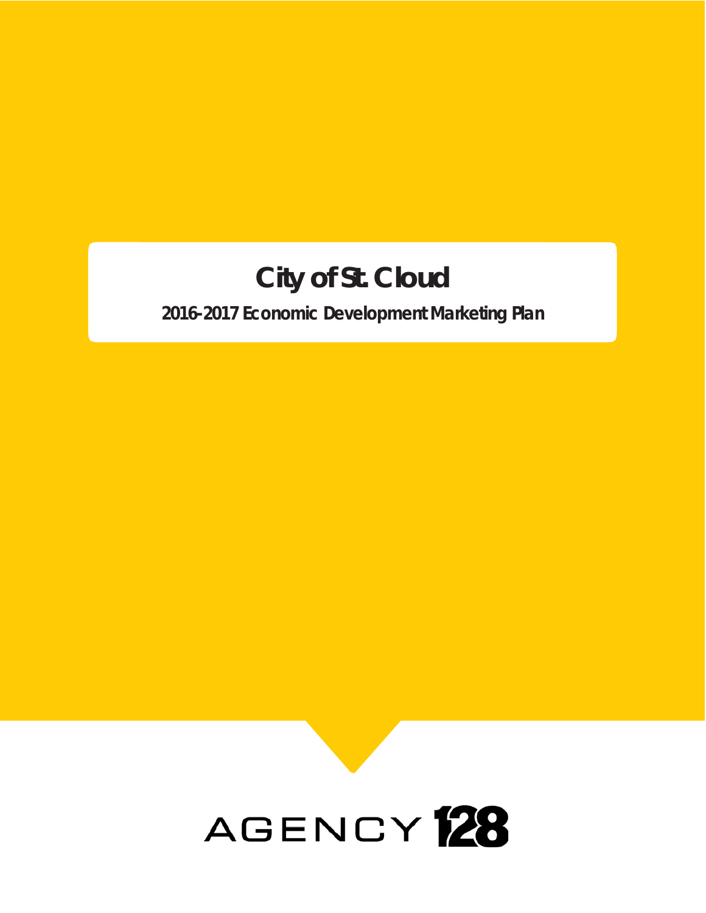# City of St. Cloud

## 2016-2017 Economic Development Marketing Plan

AGENCY 128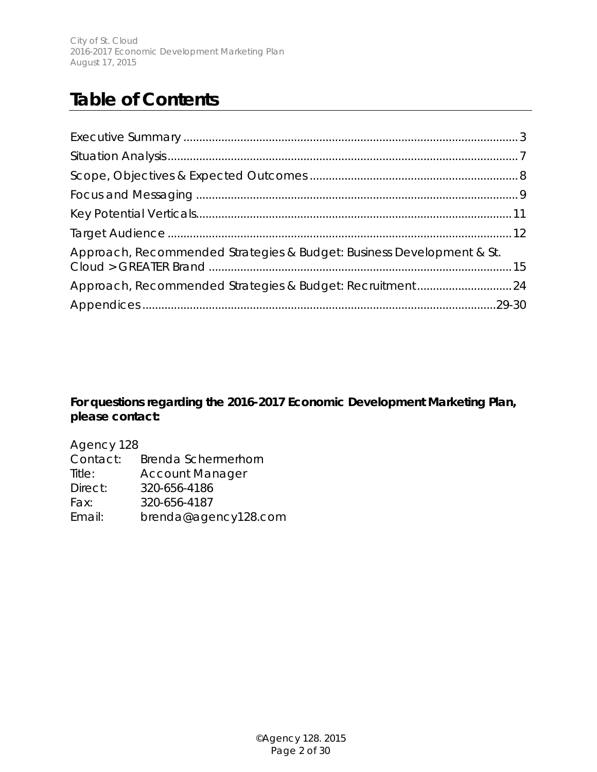# Table of Contents

Executive Summary ........................................................................................................ 3
Situation Analysis............................................................................................................. 7
Scope, Objectives & Expected Outcomes ................................................................. 8
Focus and Messaging .................................................................................................... 9
Key Potential Verticals.................................................................................................. 11
Target Audience ........................................................................................................... 12
Approach, Recommended Strategies & Budget: Business Development & St. Cloud > GREATER Brand ............................................................................................... 15
Approach, Recommended Strategies & Budget: Recruitment............................. 24
Appendices ..............................................................................................................29-30

**For questions regarding the 2016-2017 Economic Development Marketing Plan, please contact:**

Agency 128
Contact: Brenda Schermerhorn
Title: Account Manager
Direct: 320-656-4186
Fax: 320-656-4187
Email: brenda@agency128.com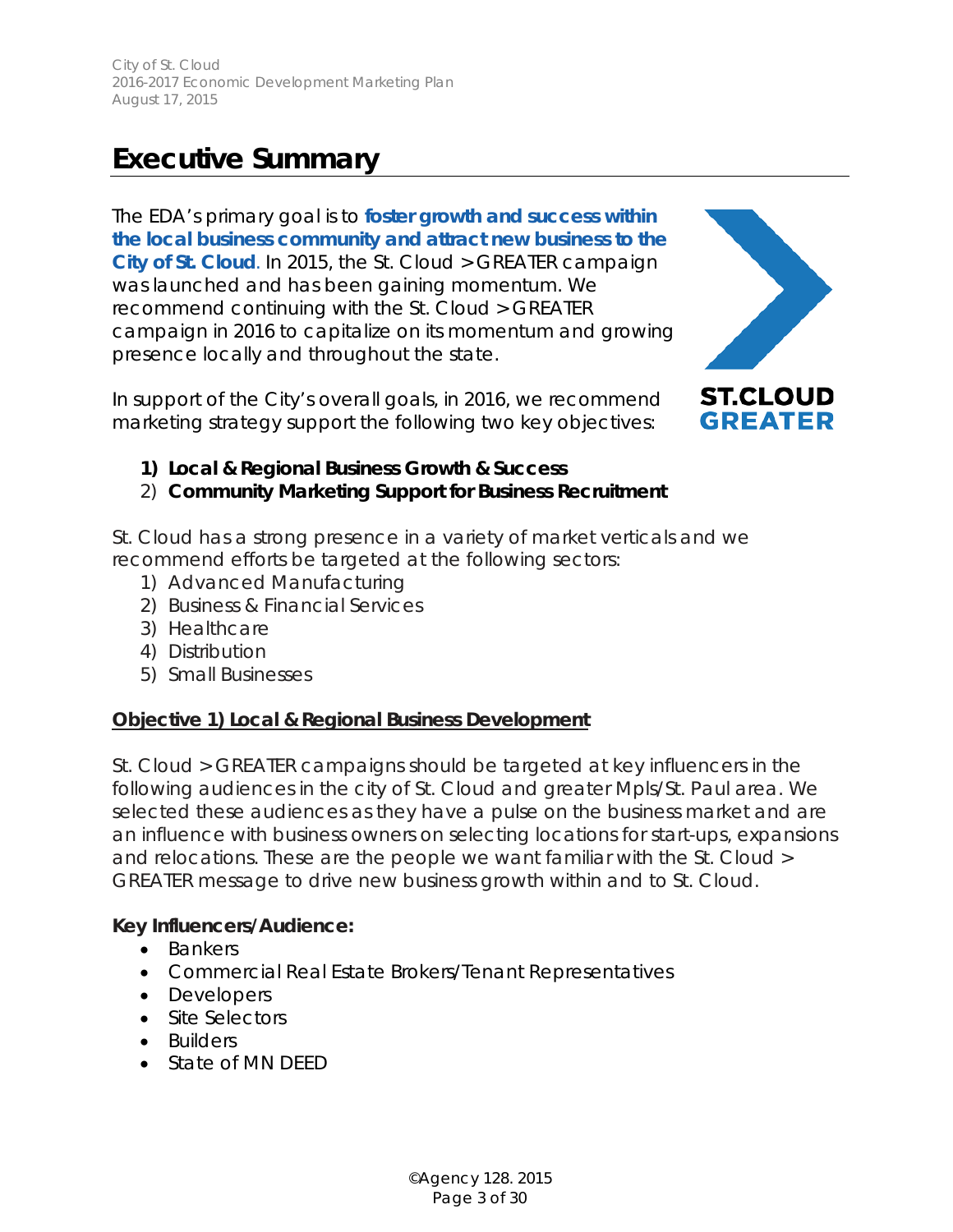# Executive Summary

The EDA's primary goal is to **foster growth and success within the local business community and attract new business to the City of St. Cloud**. In 2015, the St. Cloud > GREATER campaign was launched and has been gaining momentum. We recommend continuing with the St. Cloud > GREATER campaign in 2016 to capitalize on its momentum and growing presence locally and throughout the state.

In support of the City's overall goals, in 2016, we recommend marketing strategy support the following two key objectives:

1) **Local & Regional Business Growth & Success**
2) **Community Marketing Support for Business Recruitment**

St. Cloud has a strong presence in a variety of market verticals and we recommend efforts be targeted at the following sectors:

1) Advanced Manufacturing
2) Business & Financial Services
3) Healthcare
4) Distribution
5) Small Businesses

**Objective 1) Local & Regional Business Development**

St. Cloud > GREATER campaigns should be targeted at key influencers in the following audiences in the city of St. Cloud and greater Mpls/St. Paul area. We selected these audiences as they have a pulse on the business market and are an influence with business owners on selecting locations for start-ups, expansions and relocations. These are the people we want familiar with the St. Cloud > GREATER message to drive new business growth within and to St. Cloud.

**Key Influencers/Audience:**

- Bankers
- Commercial Real Estate Brokers/Tenant Representatives
- Developers
- Site Selectors
- Builders
- State of MN DEED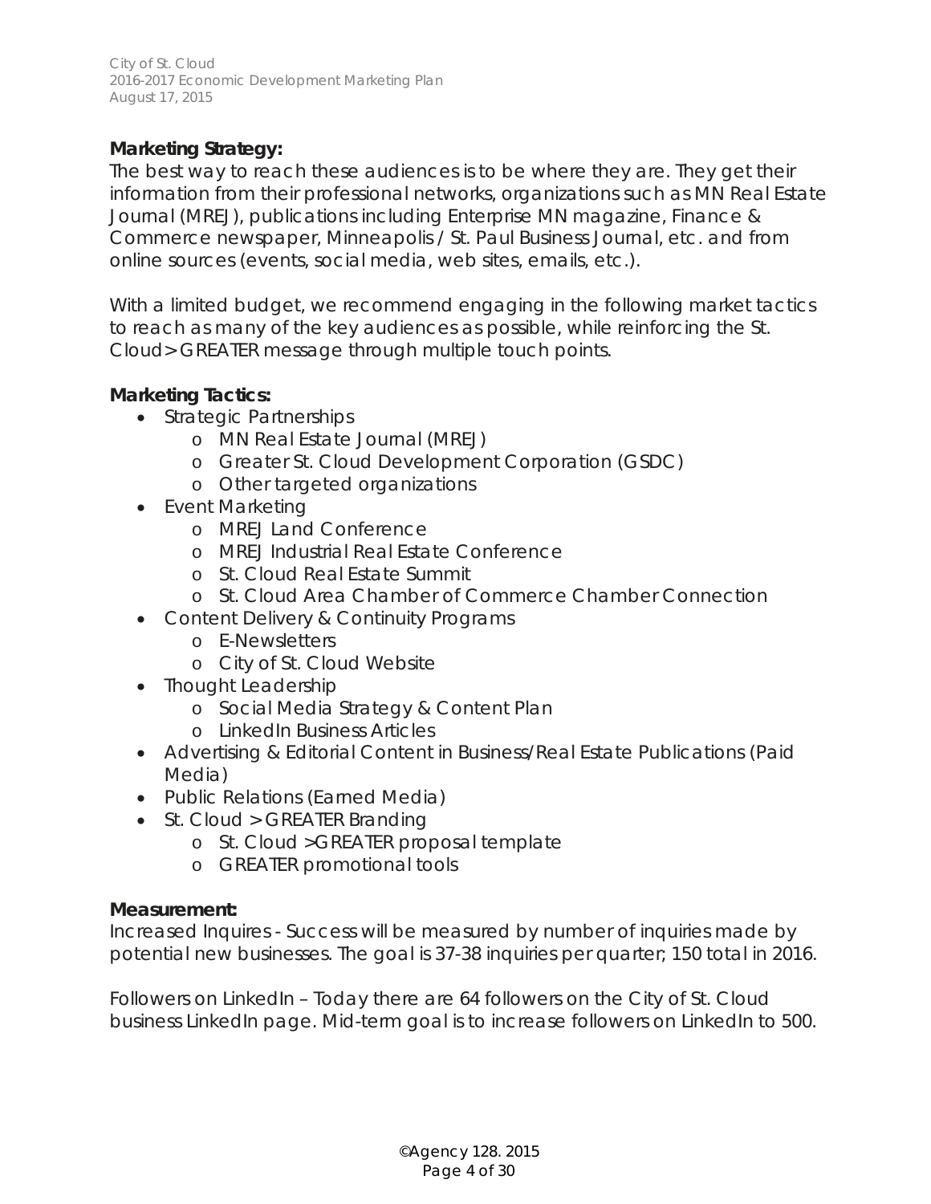**Marketing Strategy:**

The best way to reach these audiences is to be where they are. They get their information from their professional networks, organizations such as MN Real Estate Journal (MREJ), publications including Enterprise MN magazine, Finance & Commerce newspaper, Minneapolis / St. Paul Business Journal, etc. and from online sources (events, social media, web sites, emails, etc.).

With a limited budget, we recommend engaging in the following market tactics to reach as many of the key audiences as possible, while reinforcing the St. Cloud> GREATER message through multiple touch points.

**Marketing Tactics:**

- Strategic Partnerships
  - MN Real Estate Journal (MREJ)
  - Greater St. Cloud Development Corporation (GSDC)
  - Other targeted organizations
- Event Marketing
  - MREJ Land Conference
  - MREJ Industrial Real Estate Conference
  - St. Cloud Real Estate Summit
  - St. Cloud Area Chamber of Commerce Chamber Connection
- Content Delivery & Continuity Programs
  - E-Newsletters
  - City of St. Cloud Website
- Thought Leadership
  - Social Media Strategy & Content Plan
  - LinkedIn Business Articles
- Advertising & Editorial Content in Business/Real Estate Publications (Paid Media)
- Public Relations (Earned Media)
- St. Cloud > GREATER Branding
  - St. Cloud >GREATER proposal template
  - GREATER promotional tools

**Measurement:**

Increased Inquires - Success will be measured by number of inquiries made by potential new businesses. The goal is 37-38 inquiries per quarter; 150 total in 2016.

Followers on LinkedIn – Today there are 64 followers on the City of St. Cloud business LinkedIn page. Mid-term goal is to increase followers on LinkedIn to 500.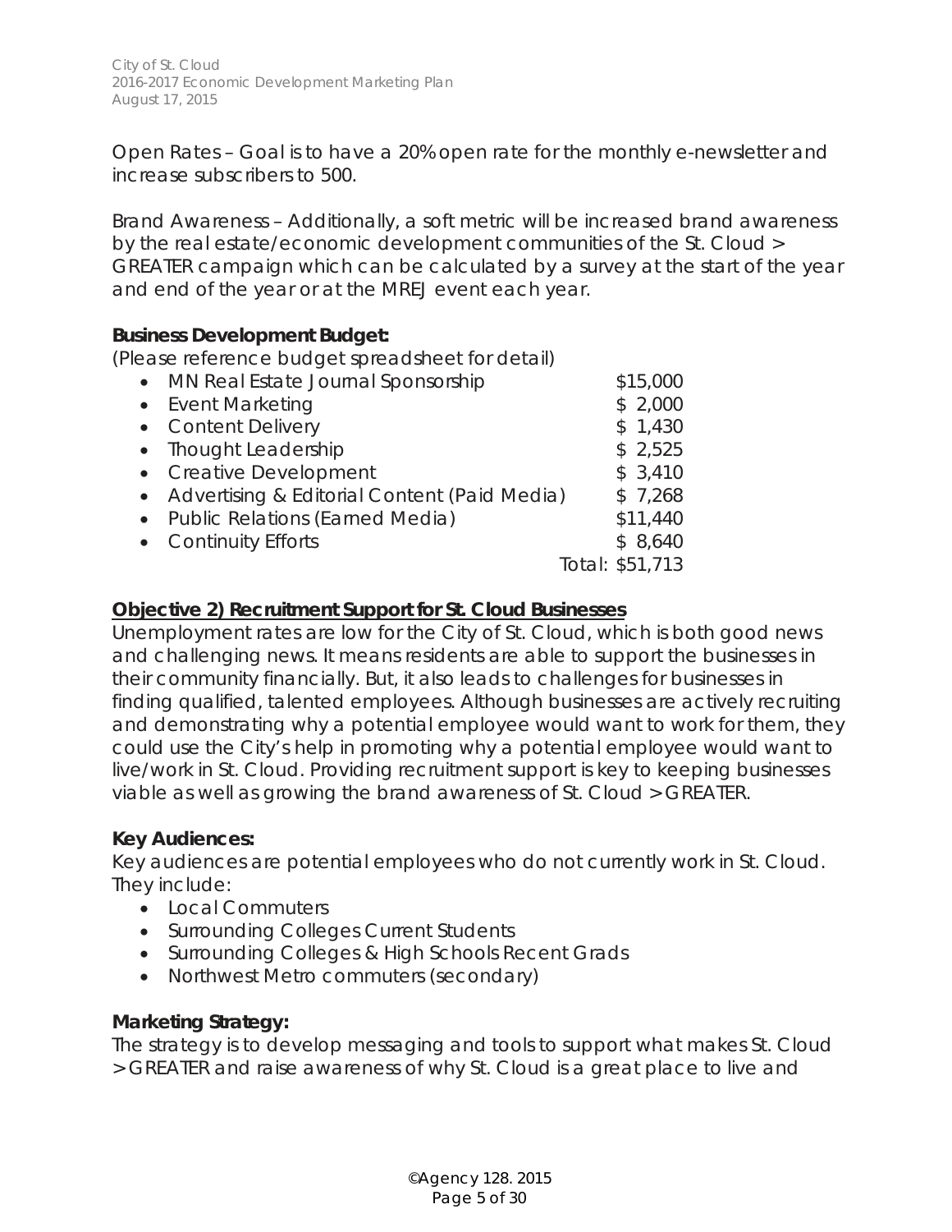Open Rates – Goal is to have a 20% open rate for the monthly e-newsletter and increase subscribers to 500.

Brand Awareness – Additionally, a soft metric will be increased brand awareness by the real estate/economic development communities of the St. Cloud > GREATER campaign which can be calculated by a survey at the start of the year and end of the year or at the MREJ event each year.

**Business Development Budget:**

(Please reference budget spreadsheet for detail)

| | |
|---|---|
| MN Real Estate Journal Sponsorship | $15,000 |
| Event Marketing | $ 2,000 |
| Content Delivery | $ 1,430 |
| Thought Leadership | $ 2,525 |
| Creative Development | $ 3,410 |
| Advertising & Editorial Content (Paid Media) | $ 7,268 |
| Public Relations (Earned Media) | $11,440 |
| Continuity Efforts | $ 8,640 |
| | Total: $51,713 |

**<u>Objective 2) Recruitment Support for St. Cloud Businesses</u>**

Unemployment rates are low for the City of St. Cloud, which is both good news and challenging news. It means residents are able to support the businesses in their community financially. But, it also leads to challenges for businesses in finding qualified, talented employees. Although businesses are actively recruiting and demonstrating why a potential employee would want to work for them, they could use the City's help in promoting why a potential employee would want to live/work in St. Cloud. Providing recruitment support is key to keeping businesses viable as well as growing the brand awareness of St. Cloud > GREATER.

**Key Audiences:**

Key audiences are potential employees who do not currently work in St. Cloud. They include:

- Local Commuters
- Surrounding Colleges Current Students
- Surrounding Colleges & High Schools Recent Grads
- Northwest Metro commuters (secondary)

**Marketing Strategy:**

The strategy is to develop messaging and tools to support what makes St. Cloud > GREATER and raise awareness of why St. Cloud is a great place to live and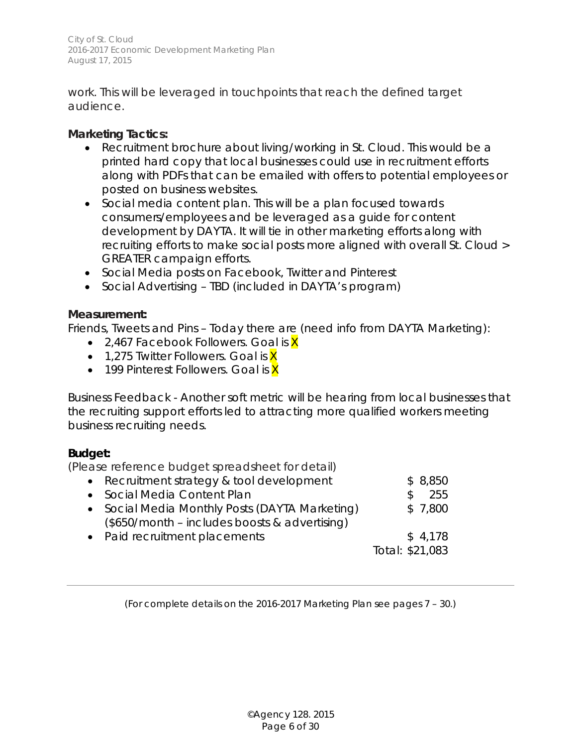work. This will be leveraged in touchpoints that reach the defined target audience.

**Marketing Tactics:**

- Recruitment brochure about living/working in St. Cloud. This would be a printed hard copy that local businesses could use in recruitment efforts along with PDFs that can be emailed with offers to potential employees or posted on business websites.
- Social media content plan. This will be a plan focused towards consumers/employees and be leveraged as a guide for content development by DAYTA. It will tie in other marketing efforts along with recruiting efforts to make social posts more aligned with overall St. Cloud > GREATER campaign efforts.
- Social Media posts on Facebook, Twitter and Pinterest
- Social Advertising – TBD (included in DAYTA's program)

**Measurement:**

Friends, Tweets and Pins – Today there are (need info from DAYTA Marketing):

- 2,467 Facebook Followers. Goal is X
- 1,275 Twitter Followers. Goal is X
- 199 Pinterest Followers. Goal is X

Business Feedback - Another soft metric will be hearing from local businesses that the recruiting support efforts led to attracting more qualified workers meeting business recruiting needs.

**Budget:**

(Please reference budget spreadsheet for detail)

| | |
|---|---|
| • Recruitment strategy & tool development | $ 8,850 |
| • Social Media Content Plan | $ 255 |
| • Social Media Monthly Posts (DAYTA Marketing) ($650/month – includes boosts & advertising) | $ 7,800 |
| • Paid recruitment placements | $ 4,178 |
| | Total: $21,083 |

---

(For complete details on the 2016-2017 Marketing Plan see pages 7 – 30.)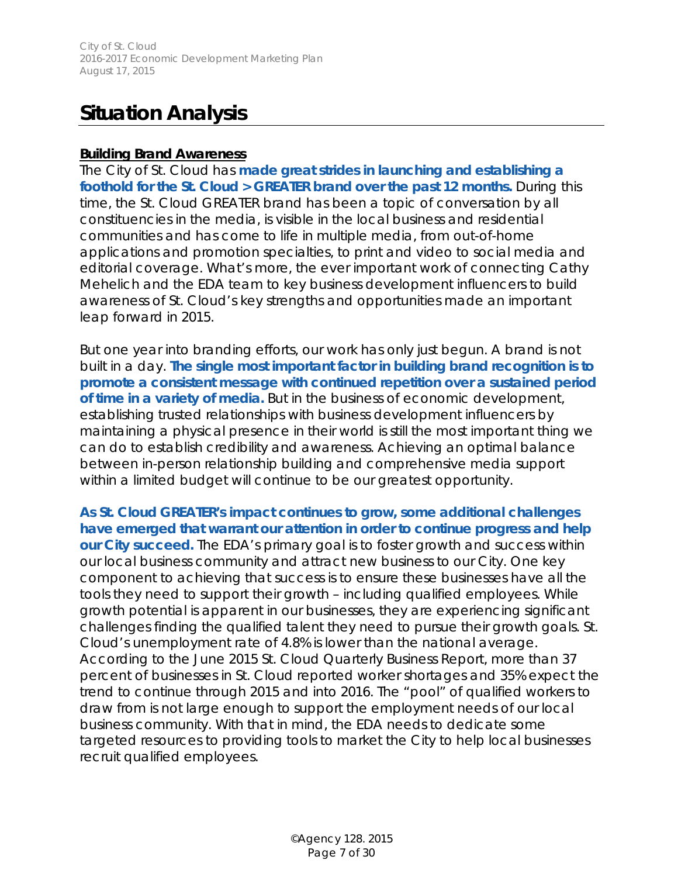# Situation Analysis

**Building Brand Awareness**

The City of St. Cloud has **made great strides in launching and establishing a foothold for the St. Cloud > GREATER brand over the past 12 months.** During this time, the St. Cloud GREATER brand has been a topic of conversation by all constituencies in the media, is visible in the local business and residential communities and has come to life in multiple media, from out-of-home applications and promotion specialties, to print and video to social media and editorial coverage. What's more, the ever important work of connecting Cathy Mehelich and the EDA team to key business development influencers to build awareness of St. Cloud's key strengths and opportunities made an important leap forward in 2015.

But one year into branding efforts, our work has only just begun. A brand is not built in a day. **The single most important factor in building brand recognition is to promote a consistent message with continued repetition over a sustained period of time in a variety of media.** But in the business of economic development, establishing trusted relationships with business development influencers by maintaining a physical presence in their world is still the most important thing we can do to establish credibility and awareness. Achieving an optimal balance between in-person relationship building and comprehensive media support within a limited budget will continue to be our greatest opportunity.

**As St. Cloud GREATER's impact continues to grow, some additional challenges have emerged that warrant our attention in order to continue progress and help our City succeed.** The EDA's primary goal is to foster growth and success within our local business community and attract new business to our City. One key component to achieving that success is to ensure these businesses have all the tools they need to support their growth – including qualified employees. While growth potential is apparent in our businesses, they are experiencing significant challenges finding the qualified talent they need to pursue their growth goals. St. Cloud's unemployment rate of 4.8% is lower than the national average. According to the June 2015 St. Cloud Quarterly Business Report, more than 37 percent of businesses in St. Cloud reported worker shortages and 35% expect the trend to continue through 2015 and into 2016. The "pool" of qualified workers to draw from is not large enough to support the employment needs of our local business community. With that in mind, the EDA needs to dedicate some targeted resources to providing tools to market the City to help local businesses recruit qualified employees.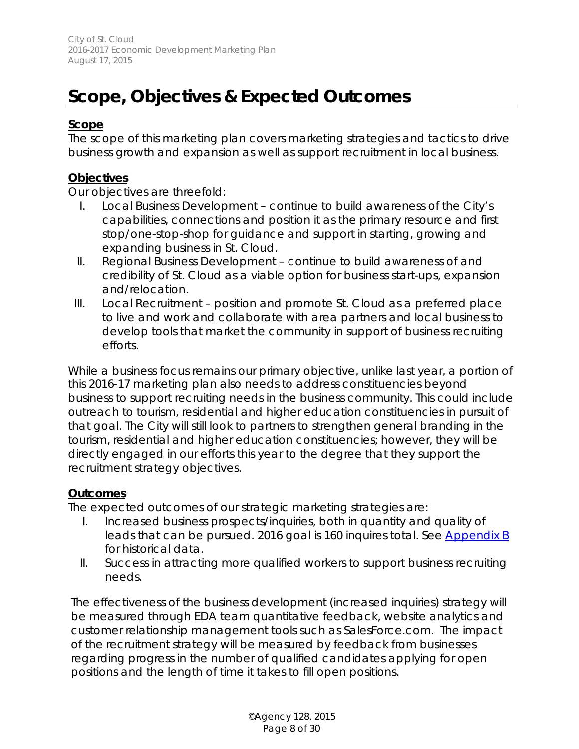# Scope, Objectives & Expected Outcomes

**Scope**

The scope of this marketing plan covers marketing strategies and tactics to drive business growth and expansion as well as support recruitment in local business.

**Objectives**

Our objectives are threefold:

I. Local Business Development – continue to build awareness of the City's capabilities, connections and position it as the primary resource and first stop/one-stop-shop for guidance and support in starting, growing and expanding business in St. Cloud.

II. Regional Business Development – continue to build awareness of and credibility of St. Cloud as a viable option for business start-ups, expansion and/relocation.

III. Local Recruitment – position and promote St. Cloud as a preferred place to live and work and collaborate with area partners and local business to develop tools that market the community in support of business recruiting efforts.

While a business focus remains our primary objective, unlike last year, a portion of this 2016-17 marketing plan also needs to address constituencies beyond business to support recruiting needs in the business community. This could include outreach to tourism, residential and higher education constituencies in pursuit of that goal. The City will still look to partners to strengthen general branding in the tourism, residential and higher education constituencies; however, they will be directly engaged in our efforts this year to the degree that they support the recruitment strategy objectives.

**Outcomes**

The expected outcomes of our strategic marketing strategies are:

I. Increased business prospects/inquiries, both in quantity and quality of leads that can be pursued. 2016 goal is 160 inquires total. See Appendix B for historical data.

II. Success in attracting more qualified workers to support business recruiting needs.

The effectiveness of the business development (increased inquiries) strategy will be measured through EDA team quantitative feedback, website analytics and customer relationship management tools such as SalesForce.com. The impact of the recruitment strategy will be measured by feedback from businesses regarding progress in the number of qualified candidates applying for open positions and the length of time it takes to fill open positions.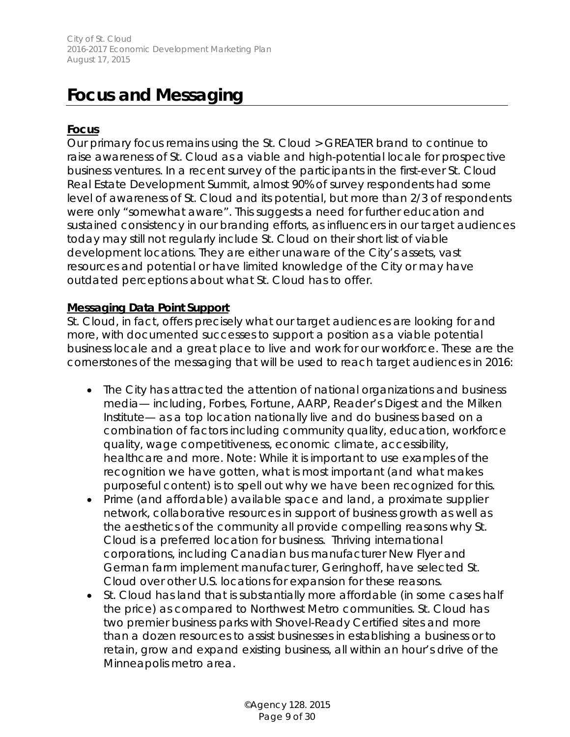# Focus and Messaging

**Focus**

Our primary focus remains using the St. Cloud > GREATER brand to continue to raise awareness of St. Cloud as a viable and high-potential locale for prospective business ventures. In a recent survey of the participants in the first-ever St. Cloud Real Estate Development Summit, almost 90% of survey respondents had some level of awareness of St. Cloud and its potential, but more than 2/3 of respondents were only "somewhat aware". This suggests a need for further education and sustained consistency in our branding efforts, as influencers in our target audiences today may still not regularly include St. Cloud on their short list of viable development locations. They are either unaware of the City's assets, vast resources and potential or have limited knowledge of the City or may have outdated perceptions about what St. Cloud has to offer.

**Messaging Data Point Support**

St. Cloud, in fact, offers precisely what our target audiences are looking for and more, with documented successes to support a position as a viable potential business locale and a great place to live and work for our workforce. These are the cornerstones of the messaging that will be used to reach target audiences in 2016:

- The City has attracted the attention of national organizations and business media— including, Forbes, Fortune, AARP, Reader's Digest and the Milken Institute— as a top location nationally live and do business based on a combination of factors including community quality, education, workforce quality, wage competitiveness, economic climate, accessibility, healthcare and more. Note: While it is important to use examples of the recognition we have gotten, what is most important (and what makes purposeful content) is to spell out why we have been recognized for this.
- Prime (and affordable) available space and land, a proximate supplier network, collaborative resources in support of business growth as well as the aesthetics of the community all provide compelling reasons why St. Cloud is a preferred location for business. Thriving international corporations, including Canadian bus manufacturer New Flyer and German farm implement manufacturer, Geringhoff, have selected St. Cloud over other U.S. locations for expansion for these reasons.
- St. Cloud has land that is substantially more affordable (in some cases half the price) as compared to Northwest Metro communities. St. Cloud has two premier business parks with Shovel-Ready Certified sites and more than a dozen resources to assist businesses in establishing a business or to retain, grow and expand existing business, all within an hour's drive of the Minneapolis metro area.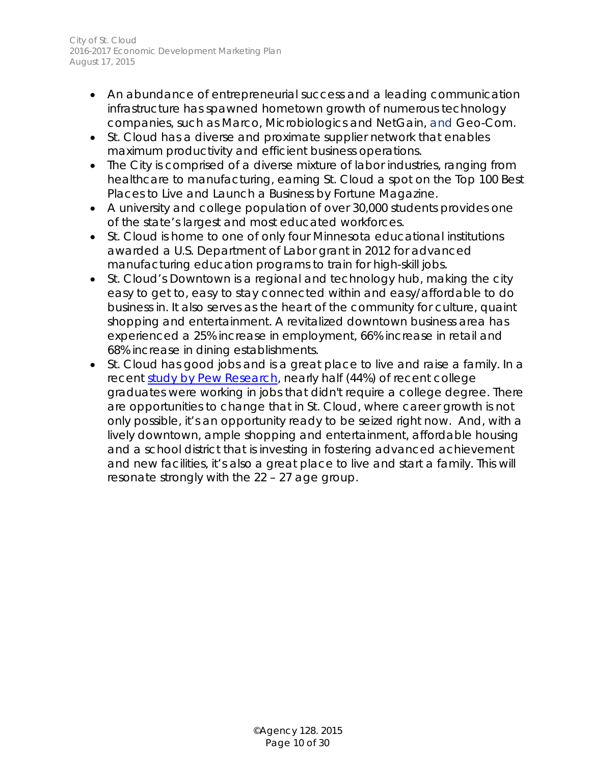- An abundance of entrepreneurial success and a leading communication infrastructure has spawned hometown growth of numerous technology companies, such as Marco, Microbiologics and NetGain, and Geo-Com.
- St. Cloud has a diverse and proximate supplier network that enables maximum productivity and efficient business operations.
- The City is comprised of a diverse mixture of labor industries, ranging from healthcare to manufacturing, earning St. Cloud a spot on the Top 100 Best Places to Live and Launch a Business by Fortune Magazine.
- A university and college population of over 30,000 students provides one of the state's largest and most educated workforces.
- St. Cloud is home to one of only four Minnesota educational institutions awarded a U.S. Department of Labor grant in 2012 for advanced manufacturing education programs to train for high-skill jobs.
- St. Cloud's Downtown is a regional and technology hub, making the city easy to get to, easy to stay connected within and easy/affordable to do business in. It also serves as the heart of the community for culture, quaint shopping and entertainment. A revitalized downtown business area has experienced a 25% increase in employment, 66% increase in retail and 68% increase in dining establishments.
- St. Cloud has good jobs and is a great place to live and raise a family. In a recent study by Pew Research, nearly half (44%) of recent college graduates were working in jobs that didn't require a college degree. There are opportunities to change that in St. Cloud, where career growth is not only possible, it's an opportunity ready to be seized right now. And, with a lively downtown, ample shopping and entertainment, affordable housing and a school district that is investing in fostering advanced achievement and new facilities, it's also a great place to live and start a family. This will resonate strongly with the 22 – 27 age group.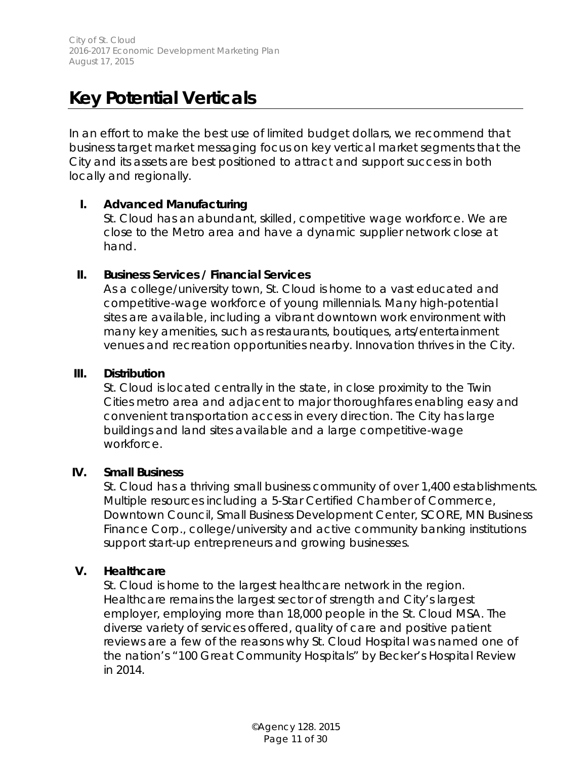# Key Potential Verticals

In an effort to make the best use of limited budget dollars, we recommend that business target market messaging focus on key vertical market segments that the City and its assets are best positioned to attract and support success in both locally and regionally.

I. **Advanced Manufacturing**
   St. Cloud has an abundant, skilled, competitive wage workforce. We are close to the Metro area and have a dynamic supplier network close at hand.

II. **Business Services / Financial Services**
   As a college/university town, St. Cloud is home to a vast educated and competitive-wage workforce of young millennials. Many high-potential sites are available, including a vibrant downtown work environment with many key amenities, such as restaurants, boutiques, arts/entertainment venues and recreation opportunities nearby. Innovation thrives in the City.

III. **Distribution**
   St. Cloud is located centrally in the state, in close proximity to the Twin Cities metro area and adjacent to major thoroughfares enabling easy and convenient transportation access in every direction. The City has large buildings and land sites available and a large competitive-wage workforce.

IV. **Small Business**
   St. Cloud has a thriving small business community of over 1,400 establishments. Multiple resources including a 5-Star Certified Chamber of Commerce, Downtown Council, Small Business Development Center, SCORE, MN Business Finance Corp., college/university and active community banking institutions support start-up entrepreneurs and growing businesses.

V. **Healthcare**
   St. Cloud is home to the largest healthcare network in the region. Healthcare remains the largest sector of strength and City's largest employer, employing more than 18,000 people in the St. Cloud MSA. The diverse variety of services offered, quality of care and positive patient reviews are a few of the reasons why St. Cloud Hospital was named one of the nation's "100 Great Community Hospitals" by Becker's Hospital Review in 2014.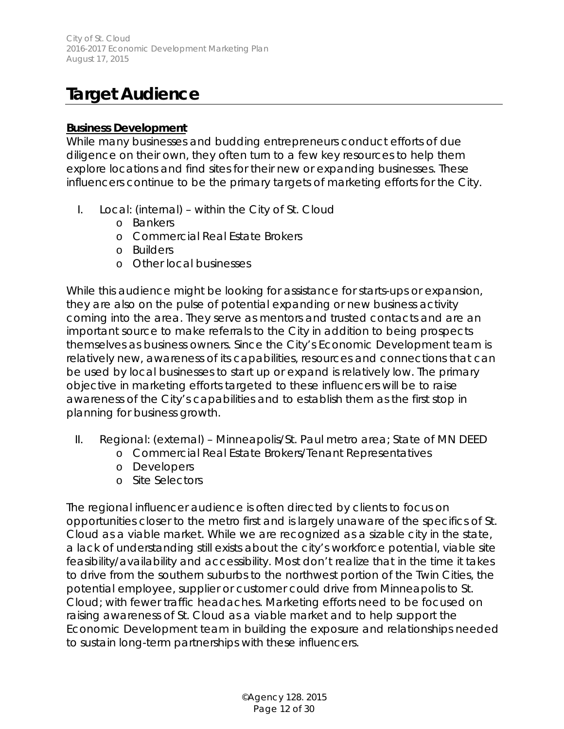# Target Audience

**Business Development**

While many businesses and budding entrepreneurs conduct efforts of due diligence on their own, they often turn to a few key resources to help them explore locations and find sites for their new or expanding businesses. These influencers continue to be the primary targets of marketing efforts for the City.

I. Local: (internal) – within the City of St. Cloud
   - Bankers
   - Commercial Real Estate Brokers
   - Builders
   - Other local businesses

While this audience might be looking for assistance for starts-ups or expansion, they are also on the pulse of potential expanding or new business activity coming into the area. They serve as mentors and trusted contacts and are an important source to make referrals to the City in addition to being prospects themselves as business owners. Since the City's Economic Development team is relatively new, awareness of its capabilities, resources and connections that can be used by local businesses to start up or expand is relatively low. The primary objective in marketing efforts targeted to these influencers will be to raise awareness of the City's capabilities and to establish them as the first stop in planning for business growth.

II. Regional: (external) – Minneapolis/St. Paul metro area; State of MN DEED
   - Commercial Real Estate Brokers/Tenant Representatives
   - Developers
   - Site Selectors

The regional influencer audience is often directed by clients to focus on opportunities closer to the metro first and is largely unaware of the specifics of St. Cloud as a viable market. While we are recognized as a sizable city in the state, a lack of understanding still exists about the city's workforce potential, viable site feasibility/availability and accessibility. Most don't realize that in the time it takes to drive from the southern suburbs to the northwest portion of the Twin Cities, the potential employee, supplier or customer could drive from Minneapolis to St. Cloud; with fewer traffic headaches. Marketing efforts need to be focused on raising awareness of St. Cloud as a viable market and to help support the Economic Development team in building the exposure and relationships needed to sustain long-term partnerships with these influencers.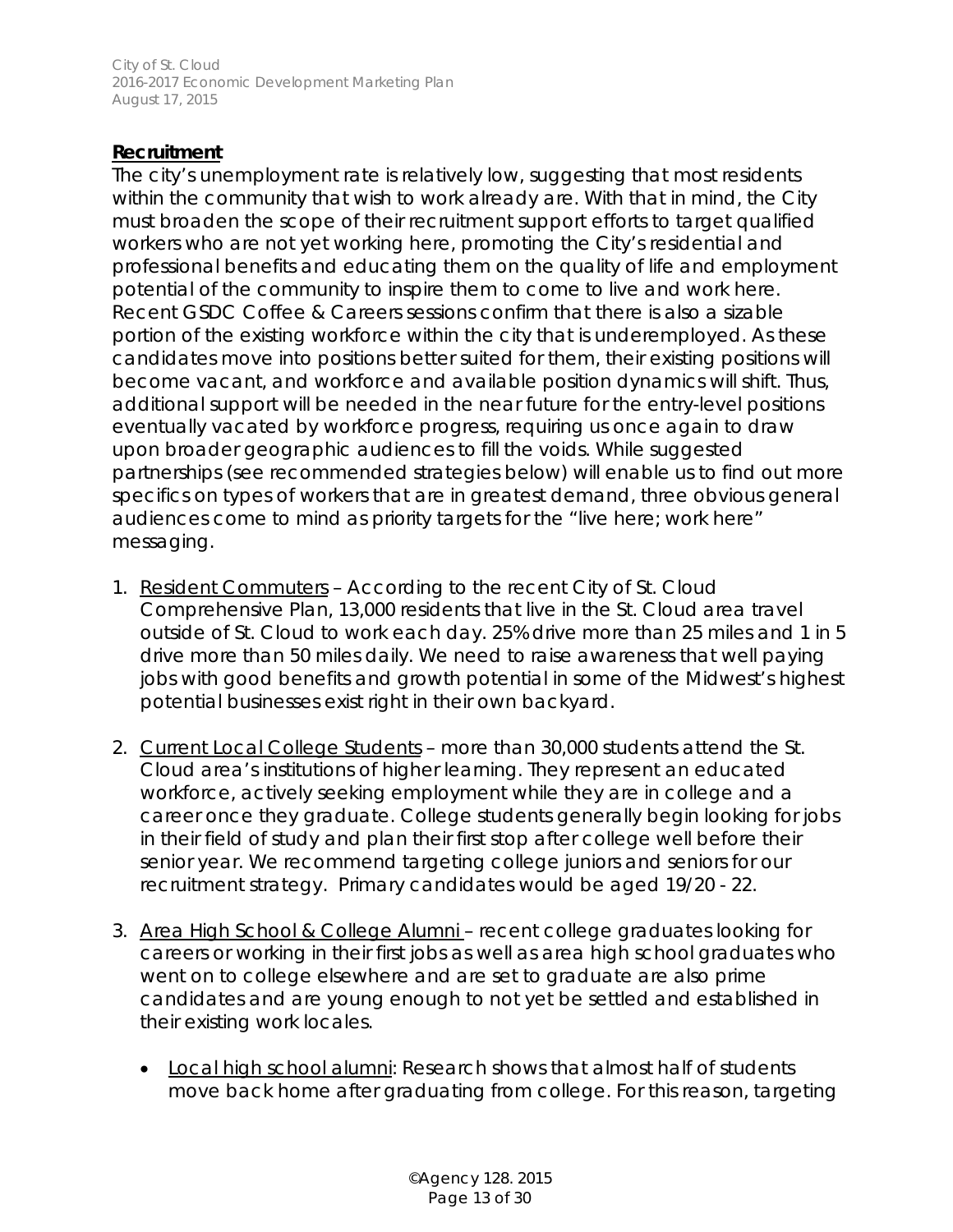**Recruitment**

The city's unemployment rate is relatively low, suggesting that most residents within the community that wish to work already are. With that in mind, the City must broaden the scope of their recruitment support efforts to target qualified workers who are not yet working here, promoting the City's residential and professional benefits and educating them on the quality of life and employment potential of the community to inspire them to come to live and work here. Recent GSDC Coffee & Careers sessions confirm that there is also a sizable portion of the existing workforce within the city that is underemployed. As these candidates move into positions better suited for them, their existing positions will become vacant, and workforce and available position dynamics will shift. Thus, additional support will be needed in the near future for the entry-level positions eventually vacated by workforce progress, requiring us once again to draw upon broader geographic audiences to fill the voids. While suggested partnerships (see recommended strategies below) will enable us to find out more specifics on types of workers that are in greatest demand, three obvious general audiences come to mind as priority targets for the "live here; work here" messaging.

1. Resident Commuters – According to the recent City of St. Cloud Comprehensive Plan, 13,000 residents that live in the St. Cloud area travel outside of St. Cloud to work each day. 25% drive more than 25 miles and 1 in 5 drive more than 50 miles daily. We need to raise awareness that well paying jobs with good benefits and growth potential in some of the Midwest's highest potential businesses exist right in their own backyard.

2. Current Local College Students – more than 30,000 students attend the St. Cloud area's institutions of higher learning. They represent an educated workforce, actively seeking employment while they are in college and a career once they graduate. College students generally begin looking for jobs in their field of study and plan their first stop after college well before their senior year. We recommend targeting college juniors and seniors for our recruitment strategy. Primary candidates would be aged 19/20 - 22.

3. Area High School & College Alumni – recent college graduates looking for careers or working in their first jobs as well as area high school graduates who went on to college elsewhere and are set to graduate are also prime candidates and are young enough to not yet be settled and established in their existing work locales.

   - Local high school alumni: Research shows that almost half of students move back home after graduating from college. For this reason, targeting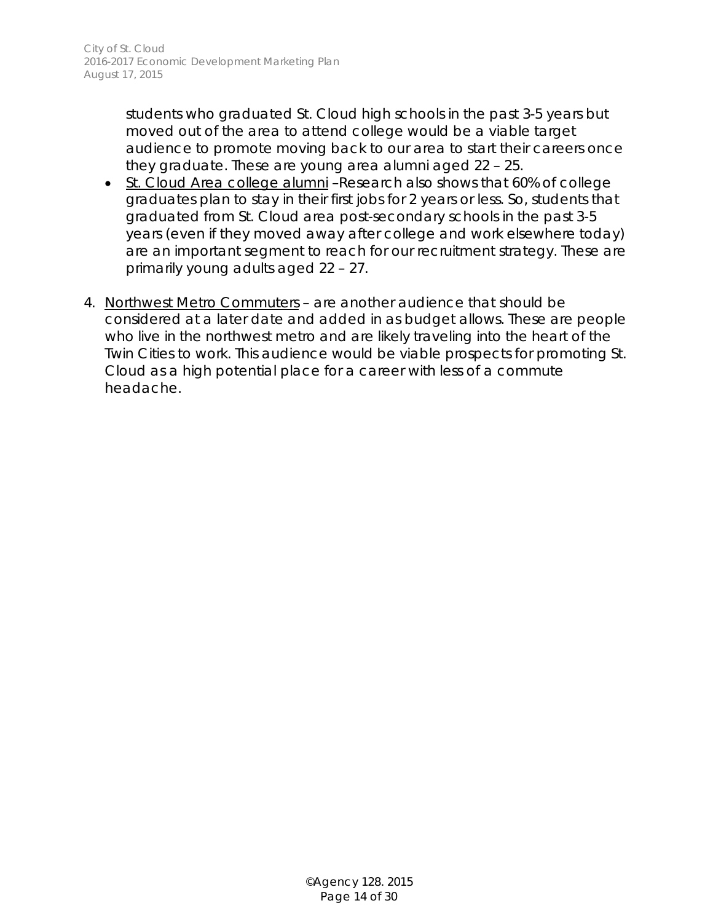students who graduated St. Cloud high schools in the past 3-5 years but moved out of the area to attend college would be a viable target audience to promote moving back to our area to start their careers once they graduate. These are young area alumni aged 22 – 25.

- <u>St. Cloud Area college alumni</u> –Research also shows that 60% of college graduates plan to stay in their first jobs for 2 years or less. So, students that graduated from St. Cloud area post-secondary schools in the past 3-5 years (even if they moved away after college and work elsewhere today) are an important segment to reach for our recruitment strategy. These are primarily young adults aged 22 – 27.

4. <u>Northwest Metro Commuters</u> – are another audience that should be considered at a later date and added in as budget allows. These are people who live in the northwest metro and are likely traveling into the heart of the Twin Cities to work. This audience would be viable prospects for promoting St. Cloud as a high potential place for a career with less of a commute headache.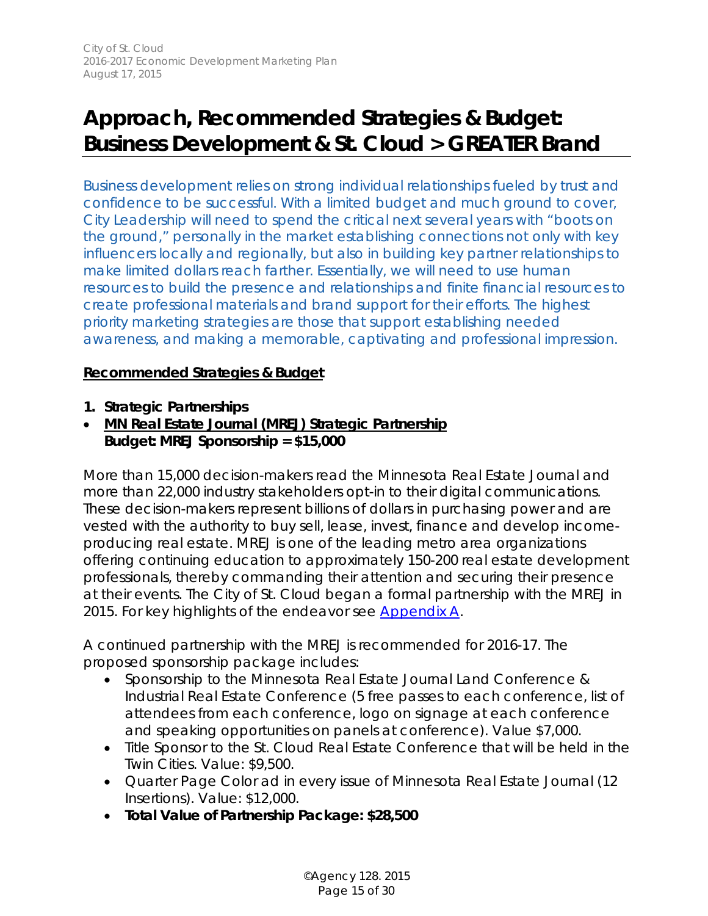# Approach, Recommended Strategies & Budget: Business Development & St. Cloud > GREATER Brand

Business development relies on strong individual relationships fueled by trust and confidence to be successful. With a limited budget and much ground to cover, City Leadership will need to spend the critical next several years with "boots on the ground," personally in the market establishing connections not only with key influencers locally and regionally, but also in building key partner relationships to make limited dollars reach farther. Essentially, we will need to use human resources to build the presence and relationships and finite financial resources to create professional materials and brand support for their efforts. The highest priority marketing strategies are those that support establishing needed awareness, and making a memorable, captivating and professional impression.

**Recommended Strategies & Budget**

1. **Strategic Partnerships**

- **MN Real Estate Journal (MREJ) Strategic Partnership**
  **Budget: MREJ Sponsorship = $15,000**

More than 15,000 decision-makers read the Minnesota Real Estate Journal and more than 22,000 industry stakeholders opt-in to their digital communications. These decision-makers represent billions of dollars in purchasing power and are vested with the authority to buy sell, lease, invest, finance and develop income-producing real estate. MREJ is one of the leading metro area organizations offering continuing education to approximately 150-200 real estate development professionals, thereby commanding their attention and securing their presence at their events. The City of St. Cloud began a formal partnership with the MREJ in 2015. For key highlights of the endeavor see Appendix A.

A continued partnership with the MREJ is recommended for 2016-17. The proposed sponsorship package includes:

- Sponsorship to the Minnesota Real Estate Journal Land Conference & Industrial Real Estate Conference (5 free passes to each conference, list of attendees from each conference, logo on signage at each conference and speaking opportunities on panels at conference). Value $7,000.
- Title Sponsor to the St. Cloud Real Estate Conference that will be held in the Twin Cities. Value: $9,500.
- Quarter Page Color ad in every issue of Minnesota Real Estate Journal (12 Insertions). Value: $12,000.
- **Total Value of Partnership Package: $28,500**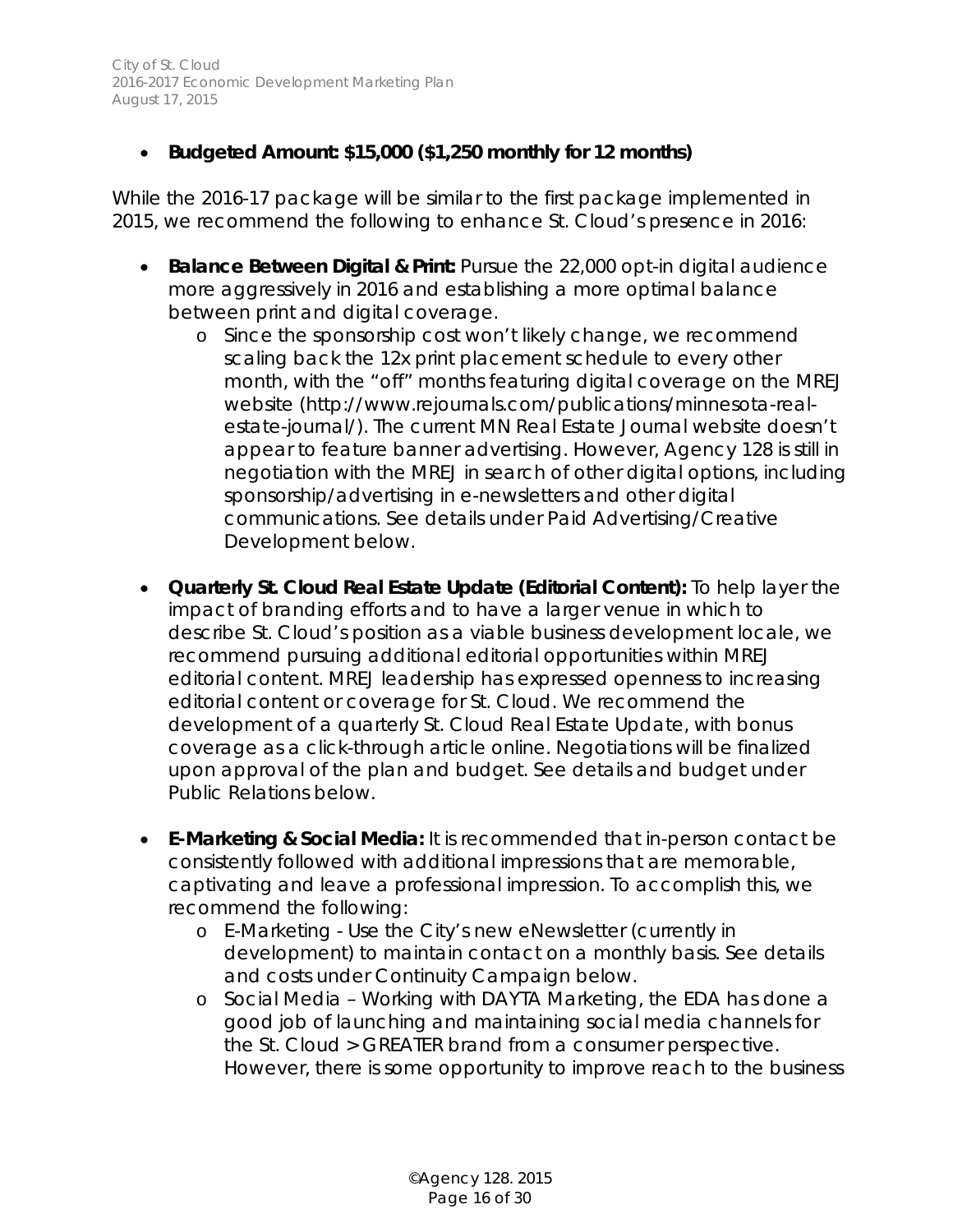- **Budgeted Amount: $15,000 ($1,250 monthly for 12 months)**

While the 2016-17 package will be similar to the first package implemented in 2015, we recommend the following to enhance St. Cloud's presence in 2016:

- **Balance Between Digital & Print:** Pursue the 22,000 opt-in digital audience more aggressively in 2016 and establishing a more optimal balance between print and digital coverage.
  - Since the sponsorship cost won't likely change, we recommend scaling back the 12x print placement schedule to every other month, with the "off" months featuring digital coverage on the MREJ website (http://www.rejournals.com/publications/minnesota-real-estate-journal/). The current MN Real Estate Journal website doesn't appear to feature banner advertising. However, Agency 128 is still in negotiation with the MREJ in search of other digital options, including sponsorship/advertising in e-newsletters and other digital communications. See details under Paid Advertising/Creative Development below.
- **Quarterly St. Cloud Real Estate Update (Editorial Content):** To help layer the impact of branding efforts and to have a larger venue in which to describe St. Cloud's position as a viable business development locale, we recommend pursuing additional editorial opportunities within MREJ editorial content. MREJ leadership has expressed openness to increasing editorial content or coverage for St. Cloud. We recommend the development of a quarterly St. Cloud Real Estate Update, with bonus coverage as a click-through article online. Negotiations will be finalized upon approval of the plan and budget. See details and budget under Public Relations below.
- **E-Marketing & Social Media:** It is recommended that in-person contact be consistently followed with additional impressions that are memorable, captivating and leave a professional impression. To accomplish this, we recommend the following:
  - E-Marketing - Use the City's new eNewsletter (currently in development) to maintain contact on a monthly basis. See details and costs under Continuity Campaign below.
  - Social Media – Working with DAYTA Marketing, the EDA has done a good job of launching and maintaining social media channels for the St. Cloud > GREATER brand from a consumer perspective. However, there is some opportunity to improve reach to the business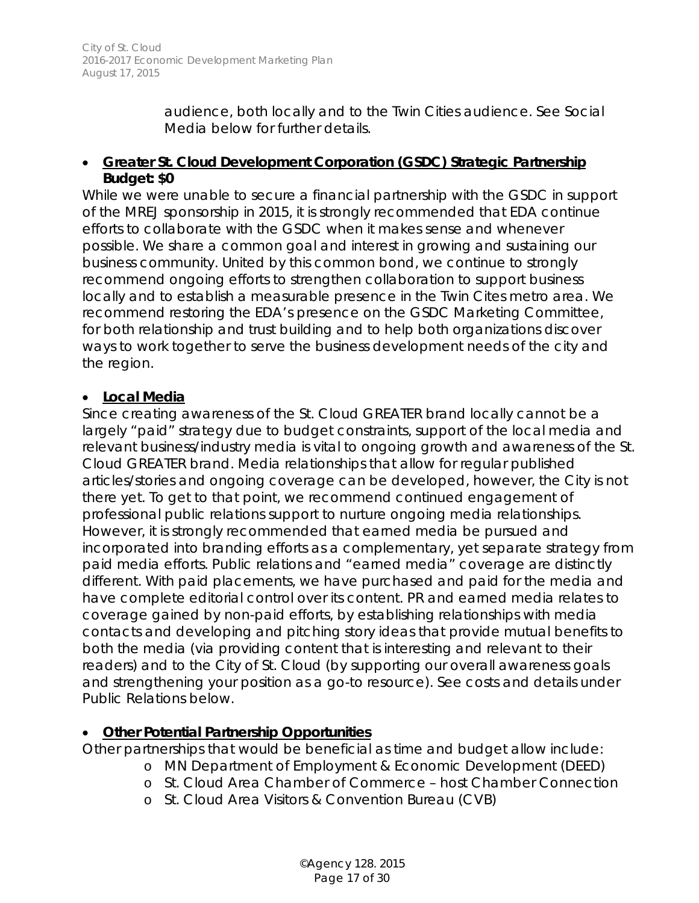audience, both locally and to the Twin Cities audience. See Social Media below for further details.

- **Greater St. Cloud Development Corporation (GSDC) Strategic Partnership Budget: $0**

While we were unable to secure a financial partnership with the GSDC in support of the MREJ sponsorship in 2015, it is strongly recommended that EDA continue efforts to collaborate with the GSDC when it makes sense and whenever possible. We share a common goal and interest in growing and sustaining our business community. United by this common bond, we continue to strongly recommend ongoing efforts to strengthen collaboration to support business locally and to establish a measurable presence in the Twin Cites metro area. We recommend restoring the EDA's presence on the GSDC Marketing Committee, for both relationship and trust building and to help both organizations discover ways to work together to serve the business development needs of the city and the region.

- **Local Media**

Since creating awareness of the St. Cloud GREATER brand locally cannot be a largely "paid" strategy due to budget constraints, support of the local media and relevant business/industry media is vital to ongoing growth and awareness of the St. Cloud GREATER brand. Media relationships that allow for regular published articles/stories and ongoing coverage can be developed, however, the City is not there yet. To get to that point, we recommend continued engagement of professional public relations support to nurture ongoing media relationships. However, it is strongly recommended that earned media be pursued and incorporated into branding efforts as a complementary, yet separate strategy from paid media efforts. Public relations and "earned media" coverage are distinctly different. With paid placements, we have purchased and paid for the media and have complete editorial control over its content. PR and earned media relates to coverage gained by non-paid efforts, by establishing relationships with media contacts and developing and pitching story ideas that provide mutual benefits to both the media (via providing content that is interesting and relevant to their readers) and to the City of St. Cloud (by supporting our overall awareness goals and strengthening your position as a go-to resource). See costs and details under Public Relations below.

- **Other Potential Partnership Opportunities**

Other partnerships that would be beneficial as time and budget allow include:

  - MN Department of Employment & Economic Development (DEED)
  - St. Cloud Area Chamber of Commerce – host Chamber Connection
  - St. Cloud Area Visitors & Convention Bureau (CVB)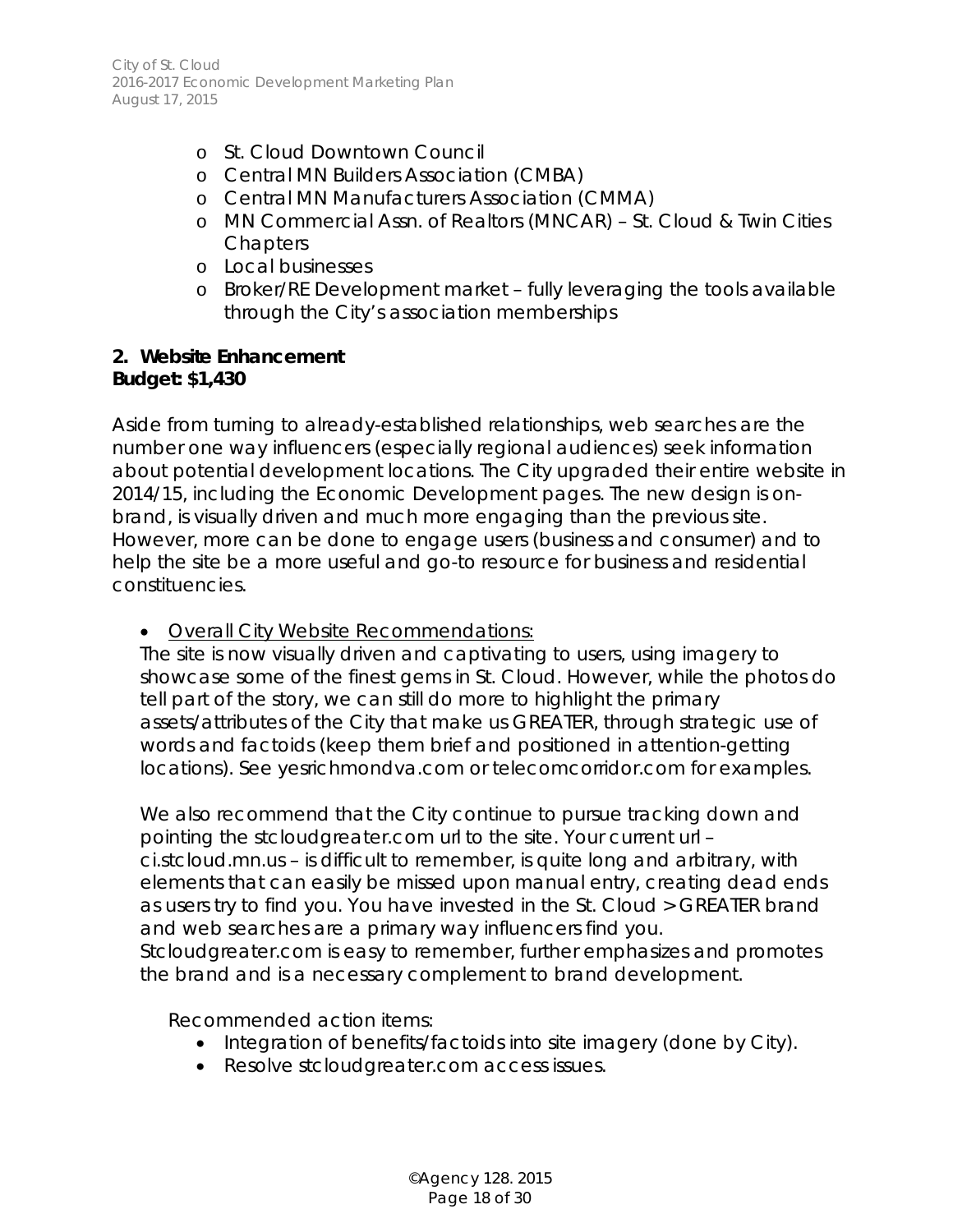- St. Cloud Downtown Council
- Central MN Builders Association (CMBA)
- Central MN Manufacturers Association (CMMA)
- MN Commercial Assn. of Realtors (MNCAR) – St. Cloud & Twin Cities Chapters
- Local businesses
- Broker/RE Development market – fully leveraging the tools available through the City's association memberships

**2. Website Enhancement**
**Budget: $1,430**

Aside from turning to already-established relationships, web searches are the number one way influencers (especially regional audiences) seek information about potential development locations. The City upgraded their entire website in 2014/15, including the Economic Development pages. The new design is on-brand, is visually driven and much more engaging than the previous site. However, more can be done to engage users (business and consumer) and to help the site be a more useful and go-to resource for business and residential constituencies.

- Overall City Website Recommendations:

The site is now visually driven and captivating to users, using imagery to showcase some of the finest gems in St. Cloud. However, while the photos do tell part of the story, we can still do more to highlight the primary assets/attributes of the City that make us GREATER, through strategic use of words and factoids (keep them brief and positioned in attention-getting locations). See yesrichmondva.com or telecomcorridor.com for examples.

We also recommend that the City continue to pursue tracking down and pointing the stcloudgreater.com url to the site. Your current url – ci.stcloud.mn.us – is difficult to remember, is quite long and arbitrary, with elements that can easily be missed upon manual entry, creating dead ends as users try to find you. You have invested in the St. Cloud > GREATER brand and web searches are a primary way influencers find you. Stcloudgreater.com is easy to remember, further emphasizes and promotes the brand and is a necessary complement to brand development.

Recommended action items:

- Integration of benefits/factoids into site imagery (done by City).
- Resolve stcloudgreater.com access issues.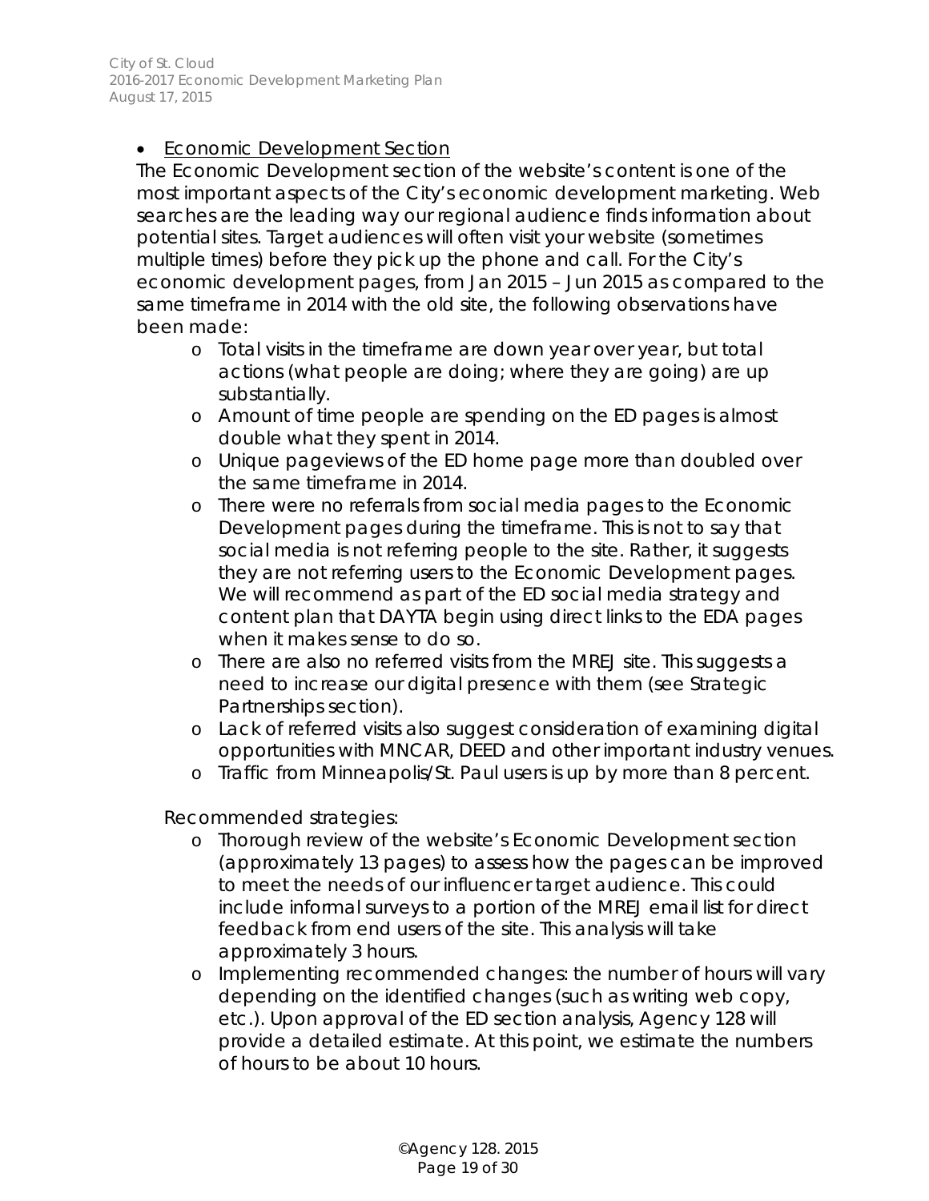- Economic Development Section

The Economic Development section of the website's content is one of the most important aspects of the City's economic development marketing. Web searches are the leading way our regional audience finds information about potential sites. Target audiences will often visit your website (sometimes multiple times) before they pick up the phone and call. For the City's economic development pages, from Jan 2015 – Jun 2015 as compared to the same timeframe in 2014 with the old site, the following observations have been made:

  - Total visits in the timeframe are down year over year, but total actions (what people are doing; where they are going) are up substantially.
  - Amount of time people are spending on the ED pages is almost double what they spent in 2014.
  - Unique pageviews of the ED home page more than doubled over the same timeframe in 2014.
  - There were no referrals from social media pages to the Economic Development pages during the timeframe. This is not to say that social media is not referring people to the site. Rather, it suggests they are not referring users to the Economic Development pages. We will recommend as part of the ED social media strategy and content plan that DAYTA begin using direct links to the EDA pages when it makes sense to do so.
  - There are also no referred visits from the MREJ site. This suggests a need to increase our digital presence with them (see Strategic Partnerships section).
  - Lack of referred visits also suggest consideration of examining digital opportunities with MNCAR, DEED and other important industry venues.
  - Traffic from Minneapolis/St. Paul users is up by more than 8 percent.

Recommended strategies:

  - Thorough review of the website's Economic Development section (approximately 13 pages) to assess how the pages can be improved to meet the needs of our influencer target audience. This could include informal surveys to a portion of the MREJ email list for direct feedback from end users of the site. This analysis will take approximately 3 hours.
  - Implementing recommended changes: the number of hours will vary depending on the identified changes (such as writing web copy, etc.). Upon approval of the ED section analysis, Agency 128 will provide a detailed estimate. At this point, we estimate the numbers of hours to be about 10 hours.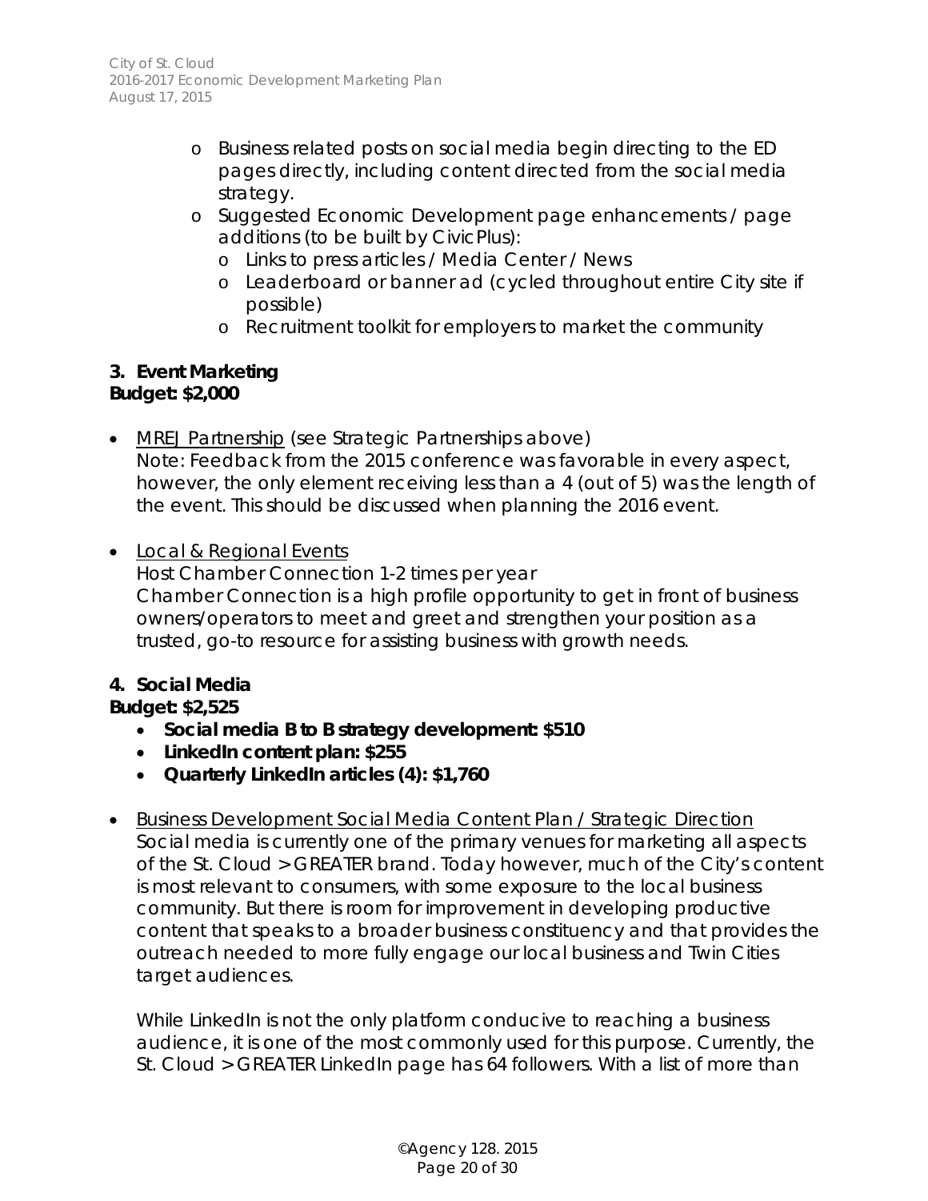- Business related posts on social media begin directing to the ED pages directly, including content directed from the social media strategy.
- Suggested Economic Development page enhancements / page additions (to be built by CivicPlus):
  - Links to press articles / Media Center / News
  - Leaderboard or banner ad (cycled throughout entire City site if possible)
  - Recruitment toolkit for employers to market the community

### 3. Event Marketing
**Budget: $2,000**

- <u>MREJ Partnership</u> (see Strategic Partnerships above)
  Note: Feedback from the 2015 conference was favorable in every aspect, however, the only element receiving less than a 4 (out of 5) was the length of the event. This should be discussed when planning the 2016 event.

- <u>Local & Regional Events</u>
  Host Chamber Connection 1-2 times per year
  Chamber Connection is a high profile opportunity to get in front of business owners/operators to meet and greet and strengthen your position as a trusted, go-to resource for assisting business with growth needs.

### 4. Social Media
**Budget: $2,525**

- **Social media B to B strategy development: $510**
- **LinkedIn content plan: $255**
- **Quarterly LinkedIn articles (4): $1,760**

- <u>Business Development Social Media Content Plan / Strategic Direction</u>
  Social media is currently one of the primary venues for marketing all aspects of the St. Cloud > GREATER brand. Today however, much of the City's content is most relevant to consumers, with some exposure to the local business community. But there is room for improvement in developing productive content that speaks to a broader business constituency and that provides the outreach needed to more fully engage our local business and Twin Cities target audiences.

  While LinkedIn is not the only platform conducive to reaching a business audience, it is one of the most commonly used for this purpose. Currently, the St. Cloud > GREATER LinkedIn page has 64 followers. With a list of more than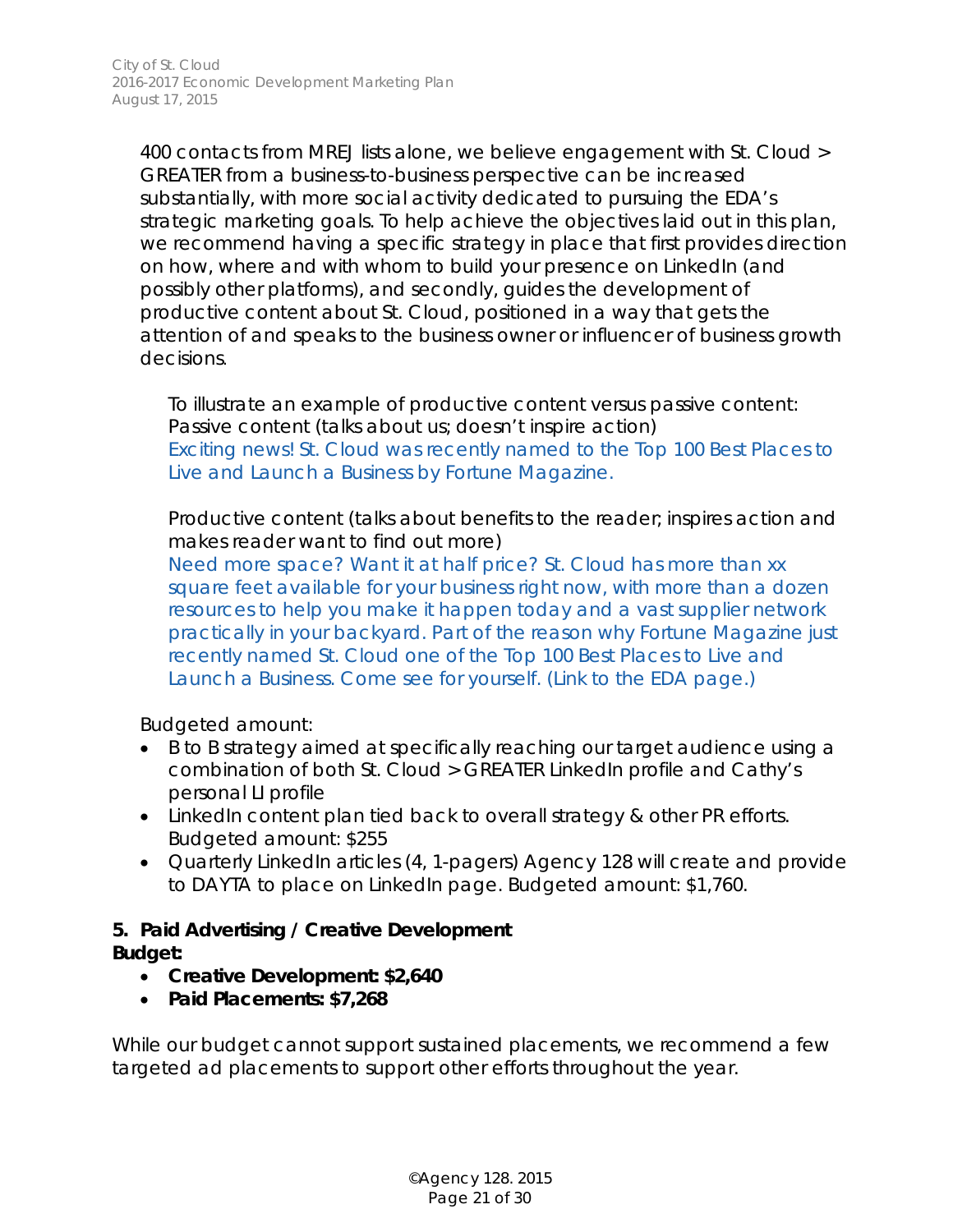400 contacts from MREJ lists alone, we believe engagement with St. Cloud > GREATER from a business-to-business perspective can be increased substantially, with more social activity dedicated to pursuing the EDA's strategic marketing goals. To help achieve the objectives laid out in this plan, we recommend having a specific strategy in place that first provides direction on how, where and with whom to build your presence on LinkedIn (and possibly other platforms), and secondly, guides the development of productive content about St. Cloud, positioned in a way that gets the attention of and speaks to the business owner or influencer of business growth decisions.

To illustrate an example of productive content versus passive content:
Passive content (talks about us; doesn't inspire action)
Exciting news! St. Cloud was recently named to the Top 100 Best Places to Live and Launch a Business by Fortune Magazine.

Productive content (talks about benefits to the reader; inspires action and makes reader want to find out more)
Need more space? Want it at half price? St. Cloud has more than xx square feet available for your business right now, with more than a dozen resources to help you make it happen today and a vast supplier network practically in your backyard. Part of the reason why Fortune Magazine just recently named St. Cloud one of the Top 100 Best Places to Live and Launch a Business. Come see for yourself. (Link to the EDA page.)

Budgeted amount:

- B to B strategy aimed at specifically reaching our target audience using a combination of both St. Cloud > GREATER LinkedIn profile and Cathy's personal LI profile
- LinkedIn content plan tied back to overall strategy & other PR efforts. Budgeted amount: $255
- Quarterly LinkedIn articles (4, 1-pagers) Agency 128 will create and provide to DAYTA to place on LinkedIn page. Budgeted amount: $1,760.

**5. Paid Advertising / Creative Development**
**Budget:**

- **Creative Development: $2,640**
- **Paid Placements: $7,268**

While our budget cannot support sustained placements, we recommend a few targeted ad placements to support other efforts throughout the year.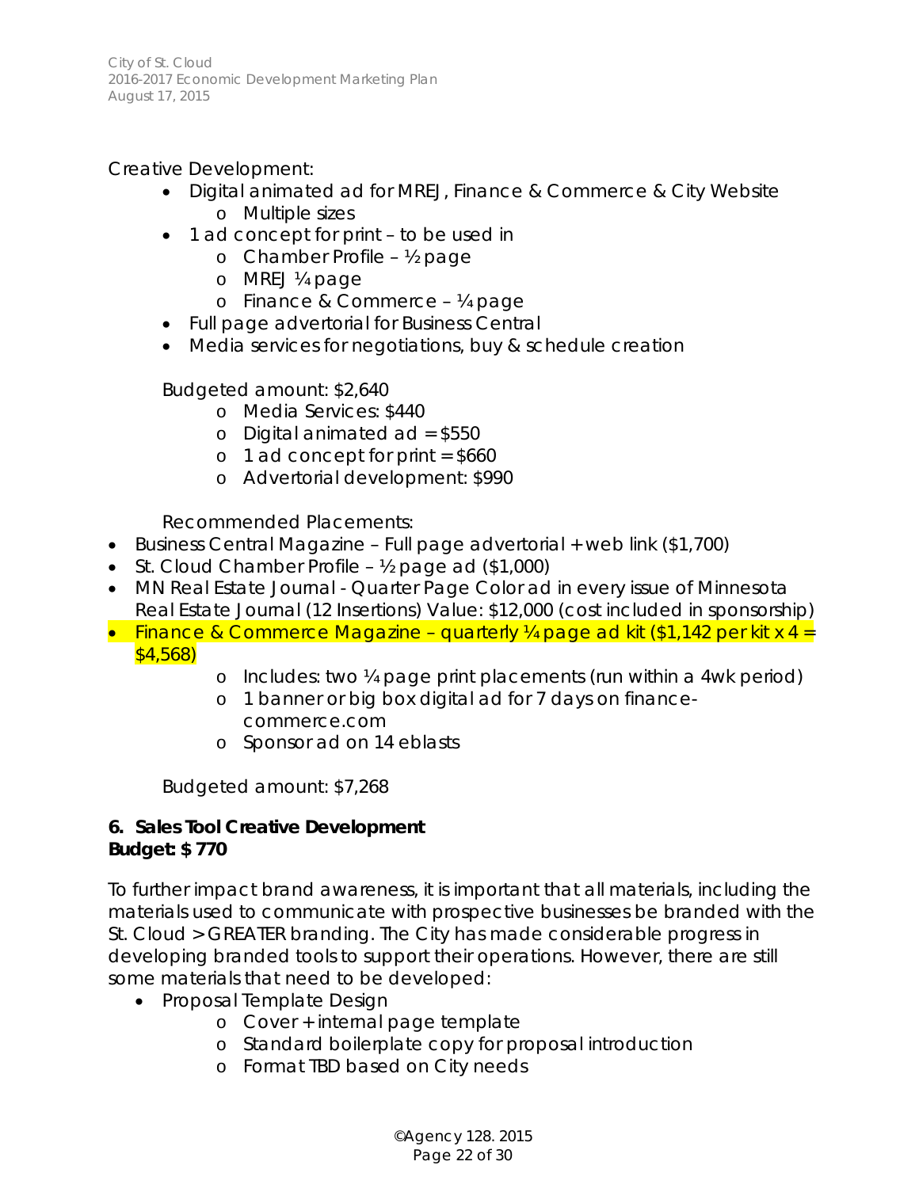Creative Development:

- Digital animated ad for MREJ, Finance & Commerce & City Website
    - Multiple sizes
- 1 ad concept for print – to be used in
    - Chamber Profile – ½ page
    - MREJ ¼ page
    - Finance & Commerce – ¼ page
- Full page advertorial for Business Central
- Media services for negotiations, buy & schedule creation

Budgeted amount: $2,640

- Media Services: $440
- Digital animated ad = $550
- 1 ad concept for print = $660
- Advertorial development: $990

Recommended Placements:

- Business Central Magazine – Full page advertorial + web link ($1,700)
- St. Cloud Chamber Profile – ½ page ad ($1,000)
- MN Real Estate Journal - Quarter Page Color ad in every issue of Minnesota Real Estate Journal (12 Insertions) Value: $12,000 (cost included in sponsorship)
- Finance & Commerce Magazine – quarterly ¼ page ad kit ($1,142 per kit x 4 = $4,568)
    - Includes: two ¼ page print placements (run within a 4wk period)
    - 1 banner or big box digital ad for 7 days on finance-commerce.com
    - Sponsor ad on 14 eblasts

Budgeted amount: $7,268

**6. Sales Tool Creative Development**
**Budget: $ 770**

To further impact brand awareness, it is important that all materials, including the materials used to communicate with prospective businesses be branded with the St. Cloud > GREATER branding. The City has made considerable progress in developing branded tools to support their operations. However, there are still some materials that need to be developed:

- Proposal Template Design
    - Cover + internal page template
    - Standard boilerplate copy for proposal introduction
    - Format TBD based on City needs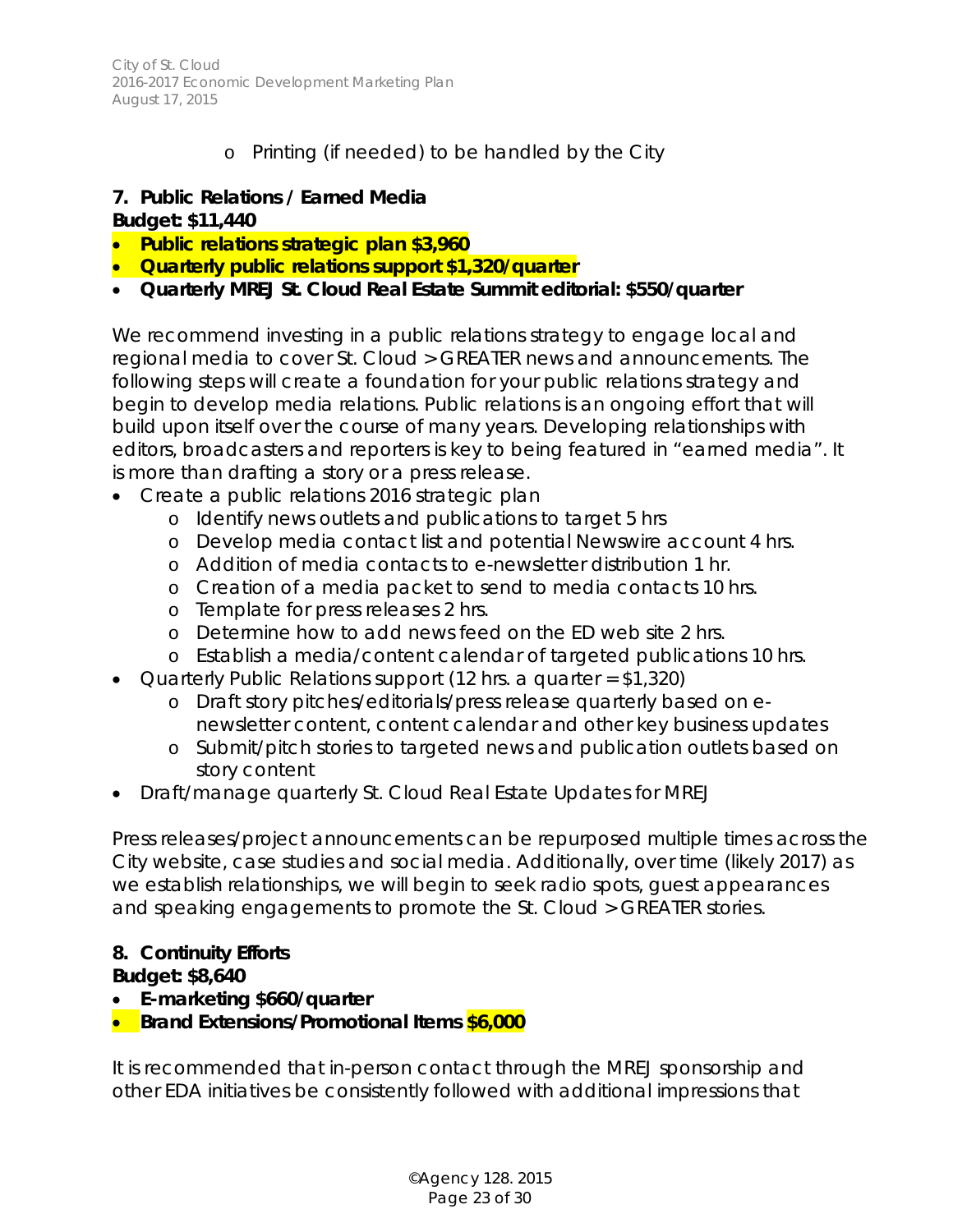- Printing (if needed) to be handled by the City

**7. Public Relations / Earned Media**

**Budget: $11,440**

- **Public relations strategic plan $3,960**
- **Quarterly public relations support $1,320/quarter**
- **Quarterly MREJ St. Cloud Real Estate Summit editorial: $550/quarter**

We recommend investing in a public relations strategy to engage local and regional media to cover St. Cloud > GREATER news and announcements. The following steps will create a foundation for your public relations strategy and begin to develop media relations. Public relations is an ongoing effort that will build upon itself over the course of many years. Developing relationships with editors, broadcasters and reporters is key to being featured in "earned media". It is more than drafting a story or a press release.

- Create a public relations 2016 strategic plan
  - Identify news outlets and publications to target 5 hrs
  - Develop media contact list and potential Newswire account 4 hrs.
  - Addition of media contacts to e-newsletter distribution 1 hr.
  - Creation of a media packet to send to media contacts 10 hrs.
  - Template for press releases 2 hrs.
  - Determine how to add news feed on the ED web site 2 hrs.
  - Establish a media/content calendar of targeted publications 10 hrs.
- Quarterly Public Relations support (12 hrs. a quarter = $1,320)
  - Draft story pitches/editorials/press release quarterly based on e-newsletter content, content calendar and other key business updates
  - Submit/pitch stories to targeted news and publication outlets based on story content
- Draft/manage quarterly St. Cloud Real Estate Updates for MREJ

Press releases/project announcements can be repurposed multiple times across the City website, case studies and social media. Additionally, over time (likely 2017) as we establish relationships, we will begin to seek radio spots, guest appearances and speaking engagements to promote the St. Cloud > GREATER stories.

**8. Continuity Efforts**

**Budget: $8,640**

- **E-marketing $660/quarter**
- **Brand Extensions/Promotional Items $6,000**

It is recommended that in-person contact through the MREJ sponsorship and other EDA initiatives be consistently followed with additional impressions that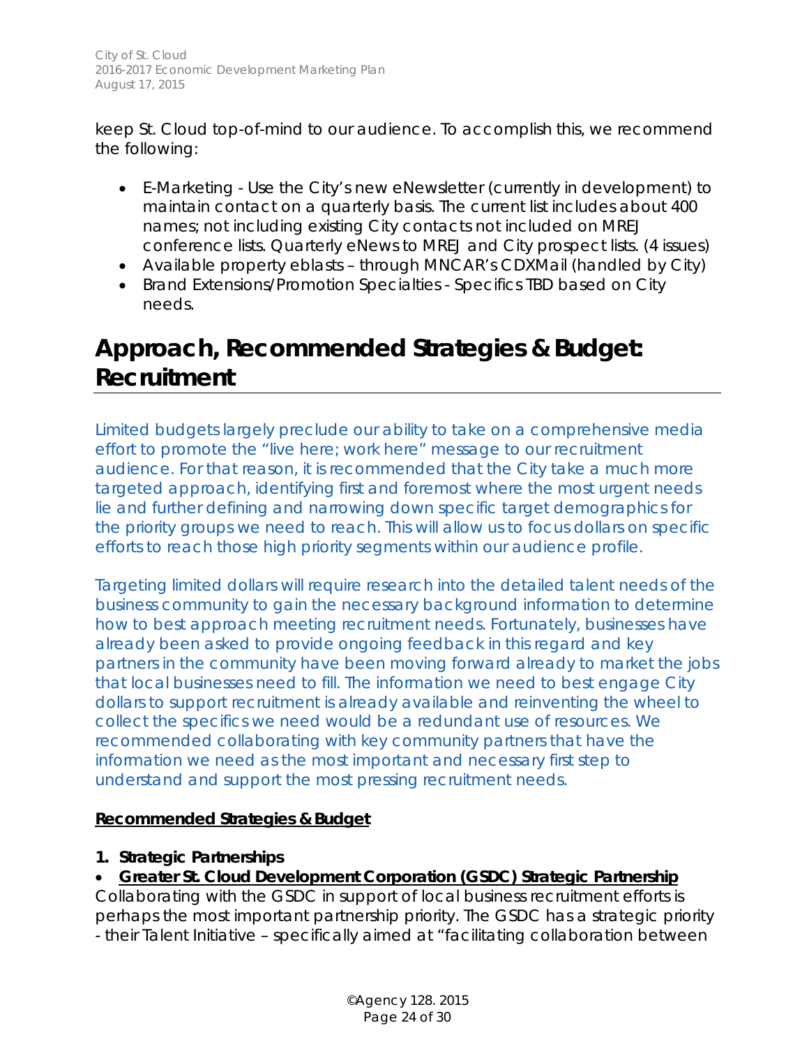keep St. Cloud top-of-mind to our audience. To accomplish this, we recommend the following:

- E-Marketing - Use the City's new eNewsletter (currently in development) to maintain contact on a quarterly basis. The current list includes about 400 names; not including existing City contacts not included on MREJ conference lists. Quarterly eNews to MREJ and City prospect lists. (4 issues)
- Available property eblasts – through MNCAR's CDXMail (handled by City)
- Brand Extensions/Promotion Specialties - Specifics TBD based on City needs.

# Approach, Recommended Strategies & Budget: Recruitment

Limited budgets largely preclude our ability to take on a comprehensive media effort to promote the "live here; work here" message to our recruitment audience. For that reason, it is recommended that the City take a much more targeted approach, identifying first and foremost where the most urgent needs lie and further defining and narrowing down specific target demographics for the priority groups we need to reach. This will allow us to focus dollars on specific efforts to reach those high priority segments within our audience profile.

Targeting limited dollars will require research into the detailed talent needs of the business community to gain the necessary background information to determine how to best approach meeting recruitment needs. Fortunately, businesses have already been asked to provide ongoing feedback in this regard and key partners in the community have been moving forward already to market the jobs that local businesses need to fill. The information we need to best engage City dollars to support recruitment is already available and reinventing the wheel to collect the specifics we need would be a redundant use of resources. We recommended collaborating with key community partners that have the information we need as the most important and necessary first step to understand and support the most pressing recruitment needs.

**Recommended Strategies & Budget**

**1. Strategic Partnerships**

- **Greater St. Cloud Development Corporation (GSDC) Strategic Partnership**

Collaborating with the GSDC in support of local business recruitment efforts is perhaps the most important partnership priority. The GSDC has a strategic priority - their Talent Initiative – specifically aimed at "facilitating collaboration between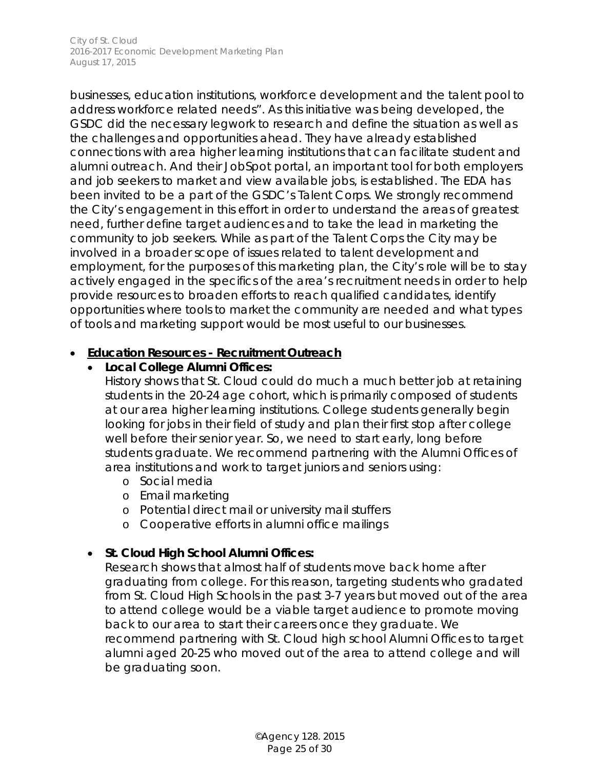businesses, education institutions, workforce development and the talent pool to address workforce related needs". As this initiative was being developed, the GSDC did the necessary legwork to research and define the situation as well as the challenges and opportunities ahead. They have already established connections with area higher learning institutions that can facilitate student and alumni outreach. And their JobSpot portal, an important tool for both employers and job seekers to market and view available jobs, is established. The EDA has been invited to be a part of the GSDC's Talent Corps. We strongly recommend the City's engagement in this effort in order to understand the areas of greatest need, further define target audiences and to take the lead in marketing the community to job seekers. While as part of the Talent Corps the City may be involved in a broader scope of issues related to talent development and employment, for the purposes of this marketing plan, the City's role will be to stay actively engaged in the specifics of the area's recruitment needs in order to help provide resources to broaden efforts to reach qualified candidates, identify opportunities where tools to market the community are needed and what types of tools and marketing support would be most useful to our businesses.

- **Education Resources - Recruitment Outreach**
  - **Local College Alumni Offices:**
    History shows that St. Cloud could do much a much better job at retaining students in the 20-24 age cohort, which is primarily composed of students at our area higher learning institutions. College students generally begin looking for jobs in their field of study and plan their first stop after college well before their senior year. So, we need to start early, long before students graduate. We recommend partnering with the Alumni Offices of area institutions and work to target juniors and seniors using:
    - Social media
    - Email marketing
    - Potential direct mail or university mail stuffers
    - Cooperative efforts in alumni office mailings
  - **St. Cloud High School Alumni Offices:**
    Research shows that almost half of students move back home after graduating from college. For this reason, targeting students who gradated from St. Cloud High Schools in the past 3-7 years but moved out of the area to attend college would be a viable target audience to promote moving back to our area to start their careers once they graduate. We recommend partnering with St. Cloud high school Alumni Offices to target alumni aged 20-25 who moved out of the area to attend college and will be graduating soon.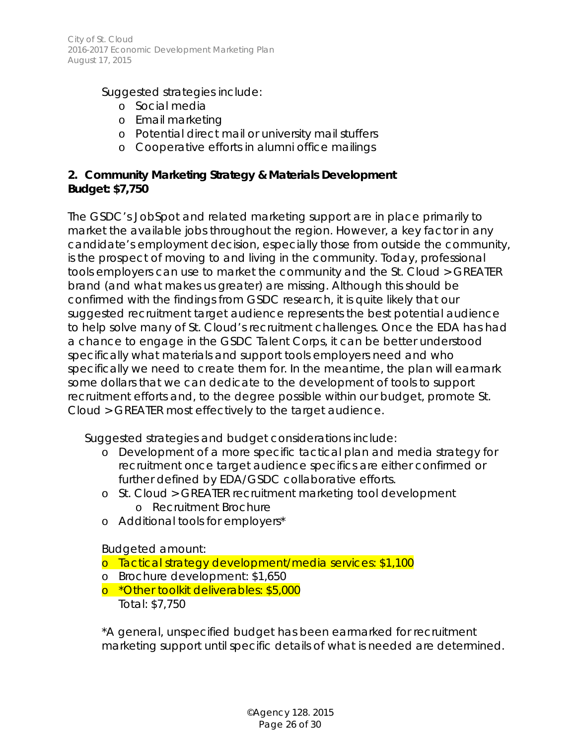Suggested strategies include:

- Social media
- Email marketing
- Potential direct mail or university mail stuffers
- Cooperative efforts in alumni office mailings

**2. Community Marketing Strategy & Materials Development**
**Budget: $7,750**

The GSDC's JobSpot and related marketing support are in place primarily to market the available jobs throughout the region. However, a key factor in any candidate's employment decision, especially those from outside the community, is the prospect of moving to and living in the community. Today, professional tools employers can use to market the community and the St. Cloud > GREATER brand (and what makes us greater) are missing. Although this should be confirmed with the findings from GSDC research, it is quite likely that our suggested recruitment target audience represents the best potential audience to help solve many of St. Cloud's recruitment challenges. Once the EDA has had a chance to engage in the GSDC Talent Corps, it can be better understood specifically what materials and support tools employers need and who specifically we need to create them for. In the meantime, the plan will earmark some dollars that we can dedicate to the development of tools to support recruitment efforts and, to the degree possible within our budget, promote St. Cloud > GREATER most effectively to the target audience.

Suggested strategies and budget considerations include:

- Development of a more specific tactical plan and media strategy for recruitment once target audience specifics are either confirmed or further defined by EDA/GSDC collaborative efforts.
- St. Cloud > GREATER recruitment marketing tool development
  - Recruitment Brochure
- Additional tools for employers*

Budgeted amount:

- Tactical strategy development/media services: $1,100
- Brochure development: $1,650
- *Other toolkit deliverables: $5,000

Total: $7,750

*A general, unspecified budget has been earmarked for recruitment marketing support until specific details of what is needed are determined.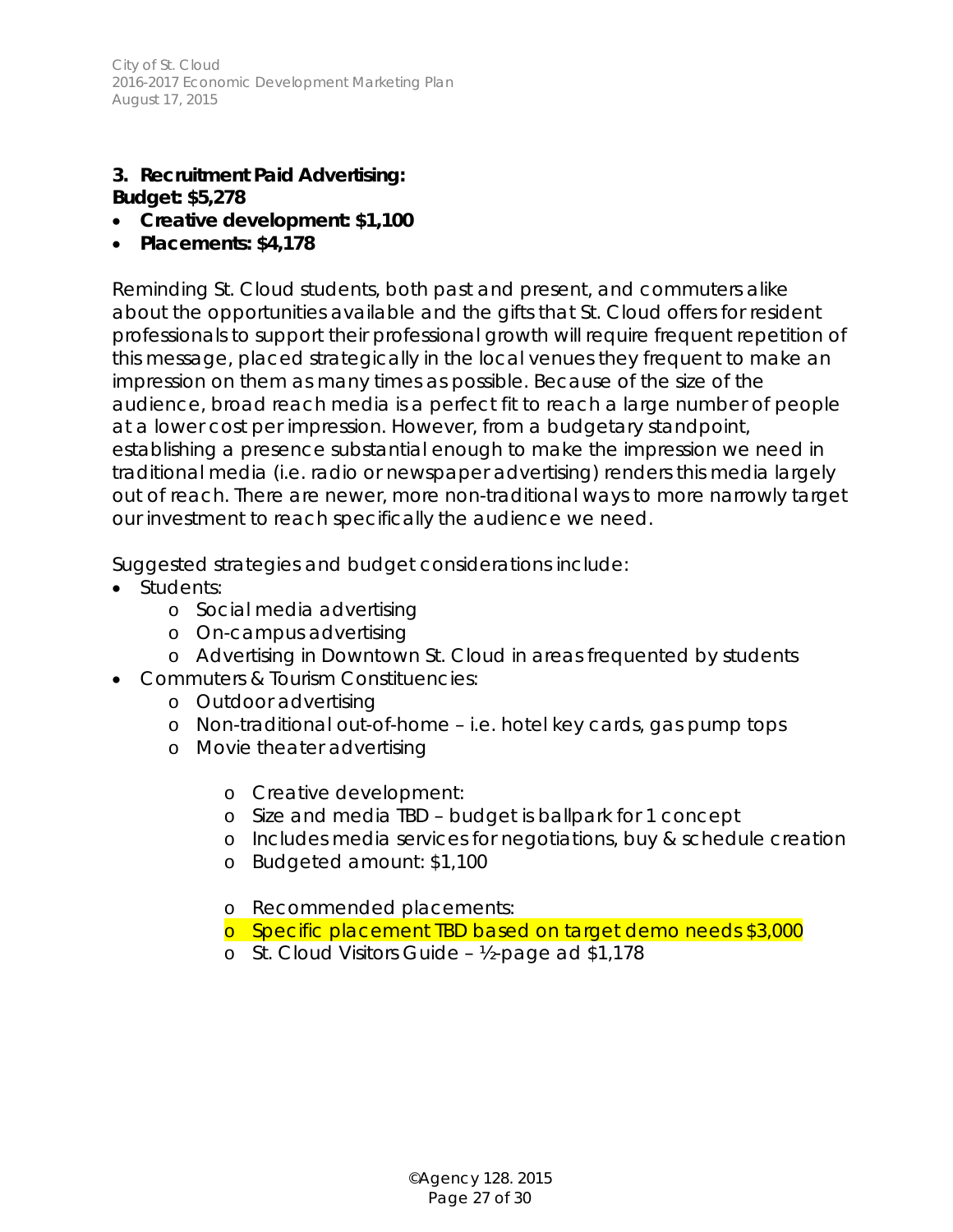**3. Recruitment Paid Advertising:**
**Budget: $5,278**

- **Creative development: $1,100**
- **Placements: $4,178**

Reminding St. Cloud students, both past and present, and commuters alike about the opportunities available and the gifts that St. Cloud offers for resident professionals to support their professional growth will require frequent repetition of this message, placed strategically in the local venues they frequent to make an impression on them as many times as possible. Because of the size of the audience, broad reach media is a perfect fit to reach a large number of people at a lower cost per impression. However, from a budgetary standpoint, establishing a presence substantial enough to make the impression we need in traditional media (i.e. radio or newspaper advertising) renders this media largely out of reach. There are newer, more non-traditional ways to more narrowly target our investment to reach specifically the audience we need.

Suggested strategies and budget considerations include:

- Students:
  - Social media advertising
  - On-campus advertising
  - Advertising in Downtown St. Cloud in areas frequented by students
- Commuters & Tourism Constituencies:
  - Outdoor advertising
  - Non-traditional out-of-home – i.e. hotel key cards, gas pump tops
  - Movie theater advertising

    - Creative development:
    - Size and media TBD – budget is ballpark for 1 concept
    - Includes media services for negotiations, buy & schedule creation
    - Budgeted amount: $1,100

    - Recommended placements:
    - Specific placement TBD based on target demo needs $3,000
    - St. Cloud Visitors Guide – ½-page ad $1,178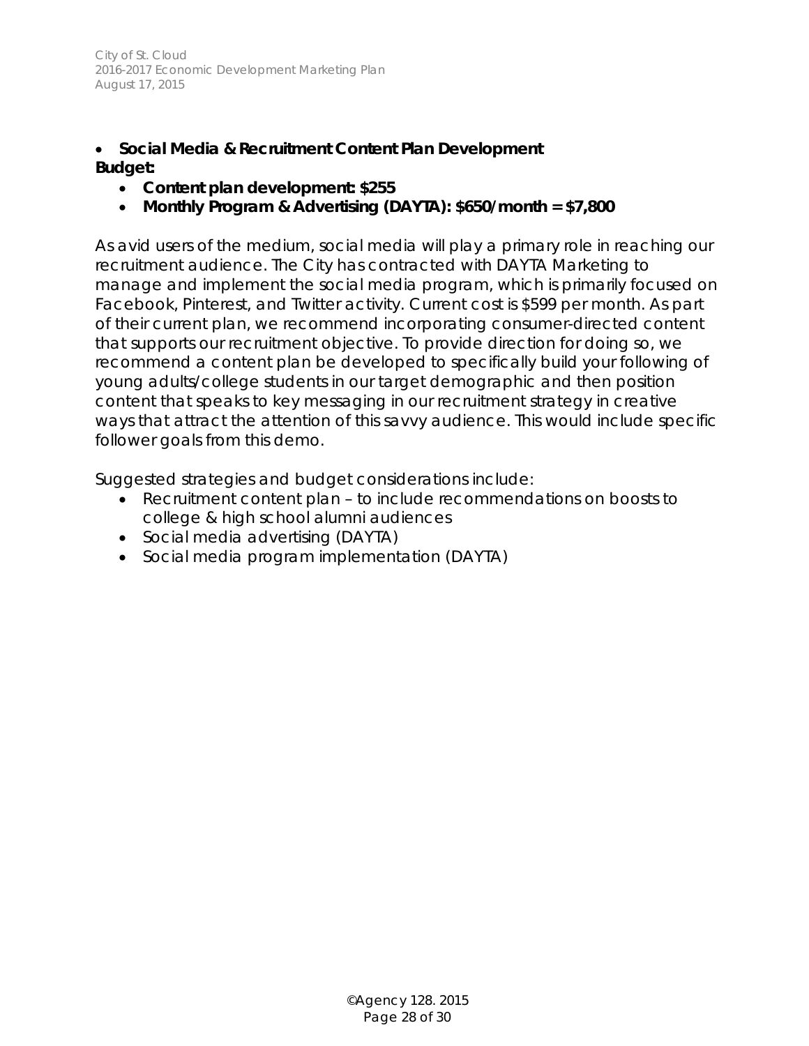- **Social Media & Recruitment Content Plan Development**

**Budget:**

- **Content plan development: $255**
- **Monthly Program & Advertising (DAYTA): $650/month = $7,800**

As avid users of the medium, social media will play a primary role in reaching our recruitment audience. The City has contracted with DAYTA Marketing to manage and implement the social media program, which is primarily focused on Facebook, Pinterest, and Twitter activity. Current cost is $599 per month. As part of their current plan, we recommend incorporating consumer-directed content that supports our recruitment objective. To provide direction for doing so, we recommend a content plan be developed to specifically build your following of young adults/college students in our target demographic and then position content that speaks to key messaging in our recruitment strategy in creative ways that attract the attention of this savvy audience. This would include specific follower goals from this demo.

Suggested strategies and budget considerations include:

- Recruitment content plan – to include recommendations on boosts to college & high school alumni audiences
- Social media advertising (DAYTA)
- Social media program implementation (DAYTA)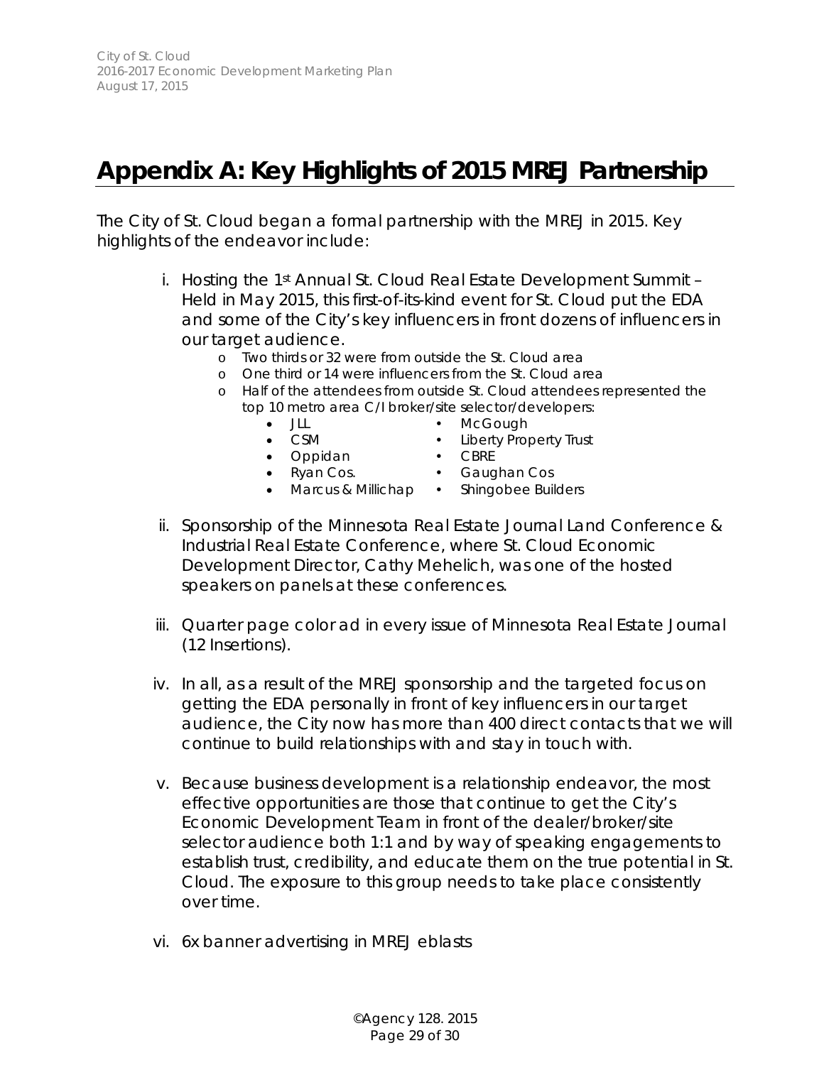# Appendix A: Key Highlights of 2015 MREJ Partnership

The City of St. Cloud began a formal partnership with the MREJ in 2015. Key highlights of the endeavor include:

i. Hosting the 1st Annual St. Cloud Real Estate Development Summit – Held in May 2015, this first-of-its-kind event for St. Cloud put the EDA and some of the City's key influencers in front dozens of influencers in our target audience.
   - Two thirds or 32 were from outside the St. Cloud area
   - One third or 14 were influencers from the St. Cloud area
   - Half of the attendees from outside St. Cloud attendees represented the top 10 metro area C/I broker/site selector/developers:
     - JLL
     - CSM
     - Oppidan
     - Ryan Cos.
     - Marcus & Millichap
     - McGough
     - Liberty Property Trust
     - CBRE
     - Gaughan Cos
     - Shingobee Builders

ii. Sponsorship of the Minnesota Real Estate Journal Land Conference & Industrial Real Estate Conference, where St. Cloud Economic Development Director, Cathy Mehelich, was one of the hosted speakers on panels at these conferences.

iii. Quarter page color ad in every issue of Minnesota Real Estate Journal (12 Insertions).

iv. In all, as a result of the MREJ sponsorship and the targeted focus on getting the EDA personally in front of key influencers in our target audience, the City now has more than 400 direct contacts that we will continue to build relationships with and stay in touch with.

v. Because business development is a relationship endeavor, the most effective opportunities are those that continue to get the City's Economic Development Team in front of the dealer/broker/site selector audience both 1:1 and by way of speaking engagements to establish trust, credibility, and educate them on the true potential in St. Cloud. The exposure to this group needs to take place consistently over time.

vi. 6x banner advertising in MREJ eblasts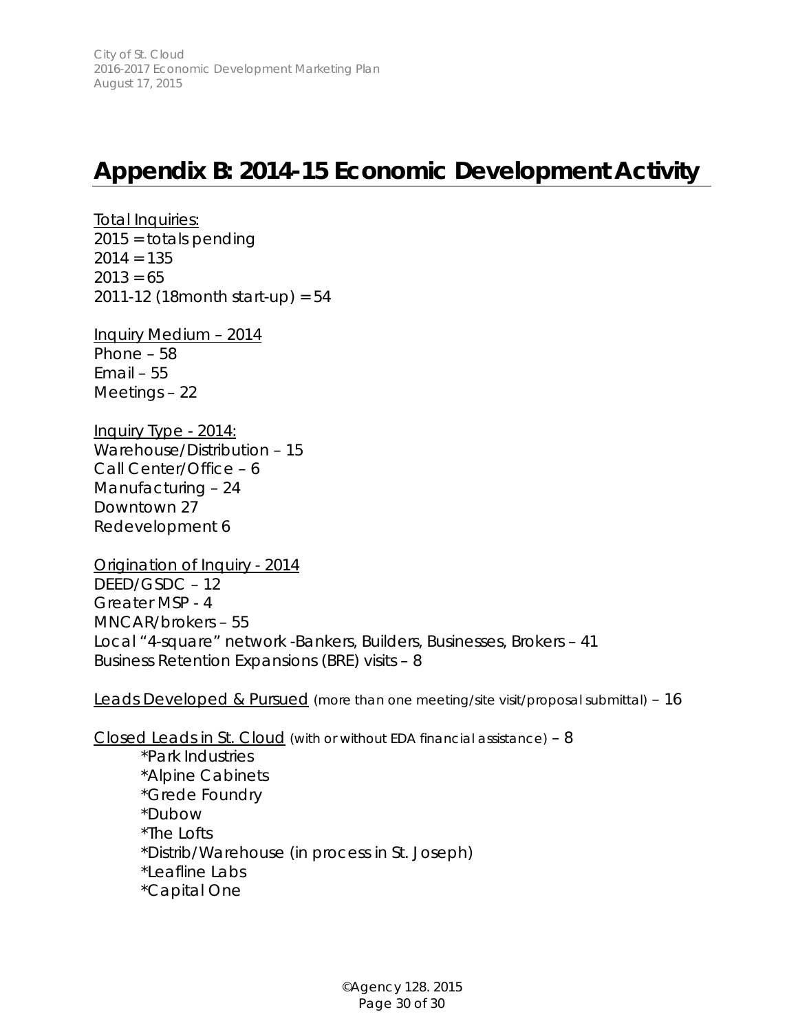# Appendix B: 2014-15 Economic Development Activity

<u>Total Inquiries:</u>
2015 = totals pending
2014 = 135
2013 = 65
2011-12 (18month start-up) = 54

<u>Inquiry Medium – 2014</u>
Phone – 58
Email – 55
Meetings – 22

<u>Inquiry Type - 2014:</u>
Warehouse/Distribution – 15
Call Center/Office – 6
Manufacturing – 24
Downtown 27
Redevelopment 6

<u>Origination of Inquiry - 2014</u>
DEED/GSDC – 12
Greater MSP - 4
MNCAR/brokers – 55
Local "4-square" network -Bankers, Builders, Businesses, Brokers – 41
Business Retention Expansions (BRE) visits – 8

<u>Leads Developed & Pursued</u> (more than one meeting/site visit/proposal submittal) – 16

<u>Closed Leads in St. Cloud</u> (with or without EDA financial assistance) – 8

- *Park Industries
- *Alpine Cabinets
- *Grede Foundry
- *Dubow
- *The Lofts
- *Distrib/Warehouse (in process in St. Joseph)
- *Leafline Labs
- *Capital One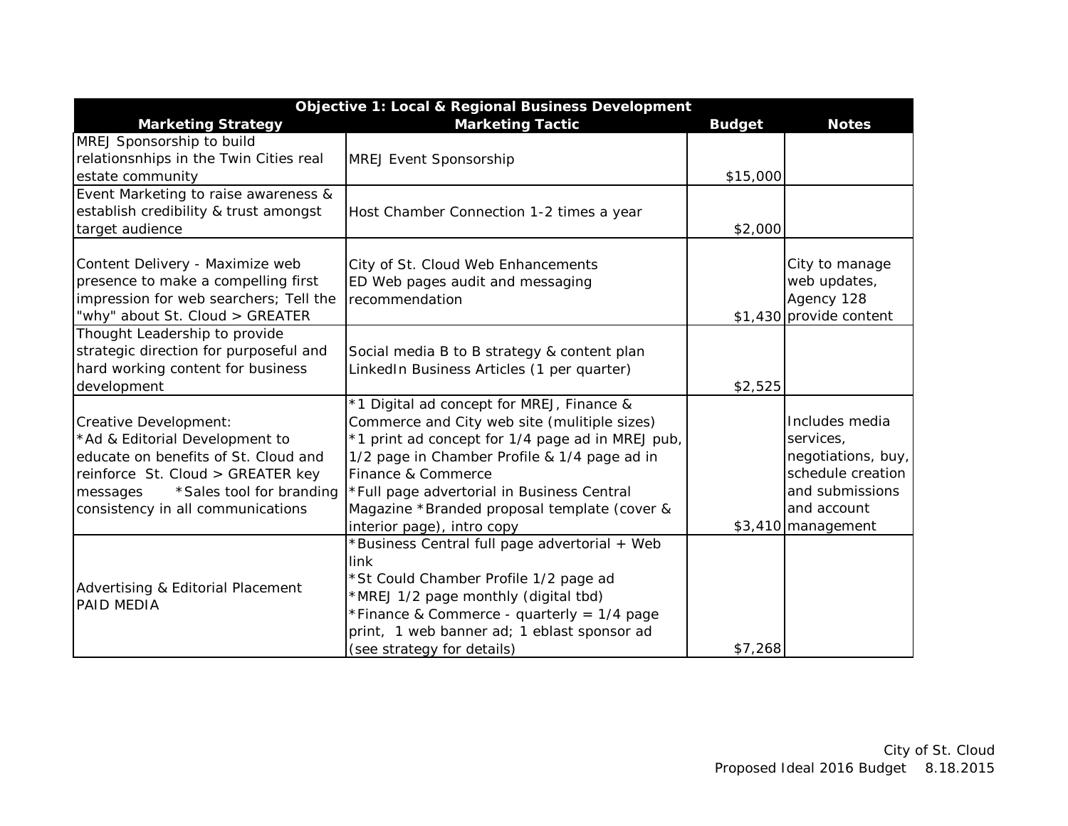| Objective 1: Local & Regional Business Development | | | |
|---|---|---|---|
| **Marketing Strategy** | **Marketing Tactic** | **Budget** | **Notes** |
| MREJ Sponsorship to build relationsnhips in the Twin Cities real estate community | MREJ Event Sponsorship | $15,000 | |
| Event Marketing to raise awareness & establish credibility & trust amongst target audience | Host Chamber Connection 1-2 times a year | $2,000 | |
| Content Delivery - Maximize web presence to make a compelling first impression for web searchers; Tell the "why" about St. Cloud > GREATER | City of St. Cloud Web Enhancements<br>ED Web pages audit and messaging recommendation | $1,430 | City to manage web updates, Agency 128 provide content |
| Thought Leadership to provide strategic direction for purposeful and hard working content for business development | Social media B to B strategy & content plan<br>LinkedIn Business Articles (1 per quarter) | $2,525 | |
| Creative Development:<br>*Ad & Editorial Development to educate on benefits of St. Cloud and reinforce St. Cloud > GREATER key messages *Sales tool for branding consistency in all communications | *1 Digital ad concept for MREJ, Finance & Commerce and City web site (mulitiple sizes)<br>*1 print ad concept for 1/4 page ad in MREJ pub, 1/2 page in Chamber Profile & 1/4 page ad in Finance & Commerce<br>*Full page advertorial in Business Central Magazine *Branded proposal template (cover & interior page), intro copy | $3,410 | Includes media services, negotiations, buy, schedule creation and submissions and account management |
| Advertising & Editorial Placement<br>PAID MEDIA | *Business Central full page advertorial + Web link<br>*St Could Chamber Profile 1/2 page ad<br>*MREJ 1/2 page monthly (digital tbd)<br>*Finance & Commerce - quarterly = 1/4 page print, 1 web banner ad; 1 eblast sponsor ad (see strategy for details) | $7,268 | |

City of St. Cloud
Proposed Ideal 2016 Budget 8.18.2015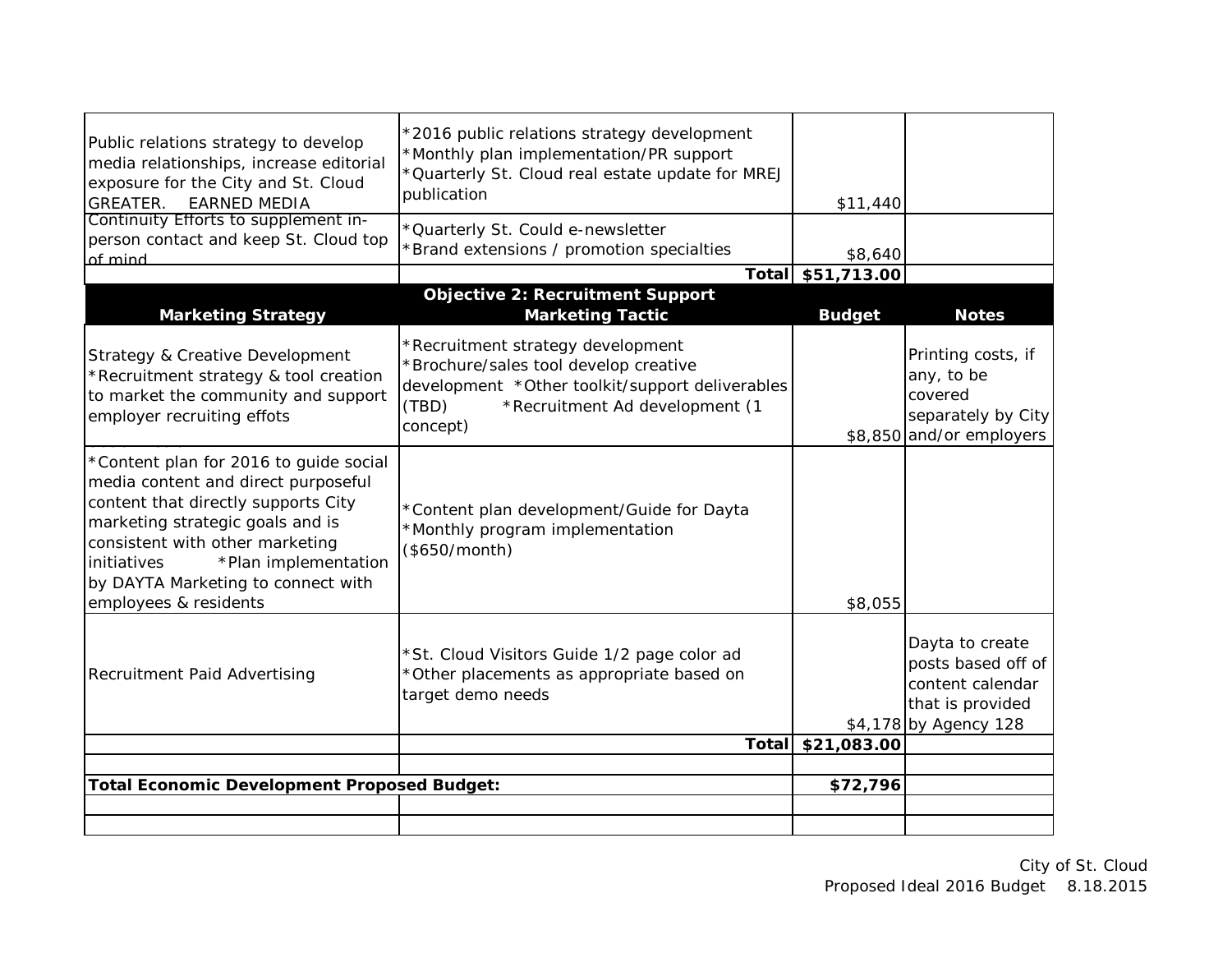| | | | |
|---|---|---|---|
| Public relations strategy to develop media relationships, increase editorial exposure for the City and St. Cloud GREATER. EARNED MEDIA | *2016 public relations strategy development *Monthly plan implementation/PR support *Quarterly St. Cloud real estate update for MREJ publication | $11,440 | |
| Continuity Efforts to supplement in-person contact and keep St. Cloud top of mind | *Quarterly St. Could e-newsletter *Brand extensions / promotion specialties | $8,640 | |
| | **Total** | **$51,713.00** | |
| | **Objective 2: Recruitment Support** | | |
| **Marketing Strategy** | **Marketing Tactic** | **Budget** | **Notes** |
| Strategy & Creative Development *Recruitment strategy & tool creation to market the community and support employer recruiting effots | *Recruitment strategy development *Brochure/sales tool develop creative development *Other toolkit/support deliverables (TBD) *Recruitment Ad development (1 concept) | $8,850 | Printing costs, if any, to be covered separately by City and/or employers |
| *Content plan for 2016 to guide social media content and direct purposeful content that directly supports City marketing strategic goals and is consistent with other marketing initiatives *Plan implementation by DAYTA Marketing to connect with employees & residents | *Content plan development/Guide for Dayta *Monthly program implementation ($650/month) | $8,055 | |
| Recruitment Paid Advertising | *St. Cloud Visitors Guide 1/2 page color ad *Other placements as appropriate based on target demo needs | $4,178 | Dayta to create posts based off of content calendar that is provided by Agency 128 |
| | **Total** | **$21,083.00** | |
| | | | |
| **Total Economic Development Proposed Budget:** | | **$72,796** | |
| | | | |
| | | | |

City of St. Cloud
Proposed Ideal 2016 Budget 8.18.2015